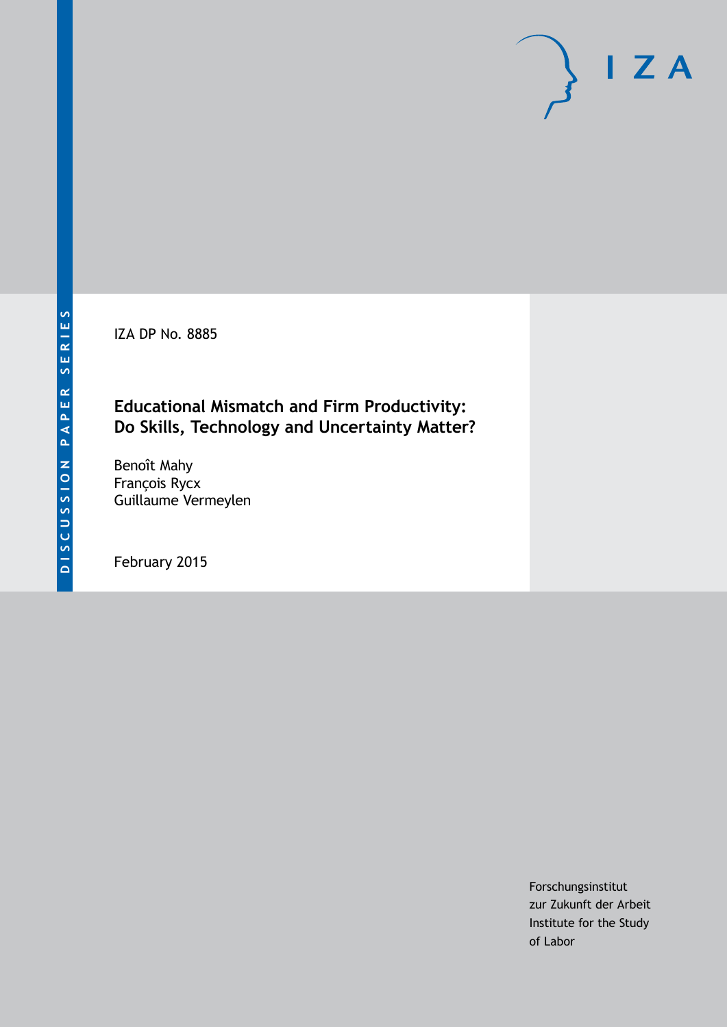DISCUSSION PAPER SERIES

IZA DP No. 8885

# Educational Mismatch and Firm Productivity: Do Skills, Technology and Uncertainty Matter?

Benoît Mahy
François Rycx
Guillaume Vermeylen

February 2015

Forschungsinstitut
zur Zukunft der Arbeit
Institute for the Study
of Labor

IZA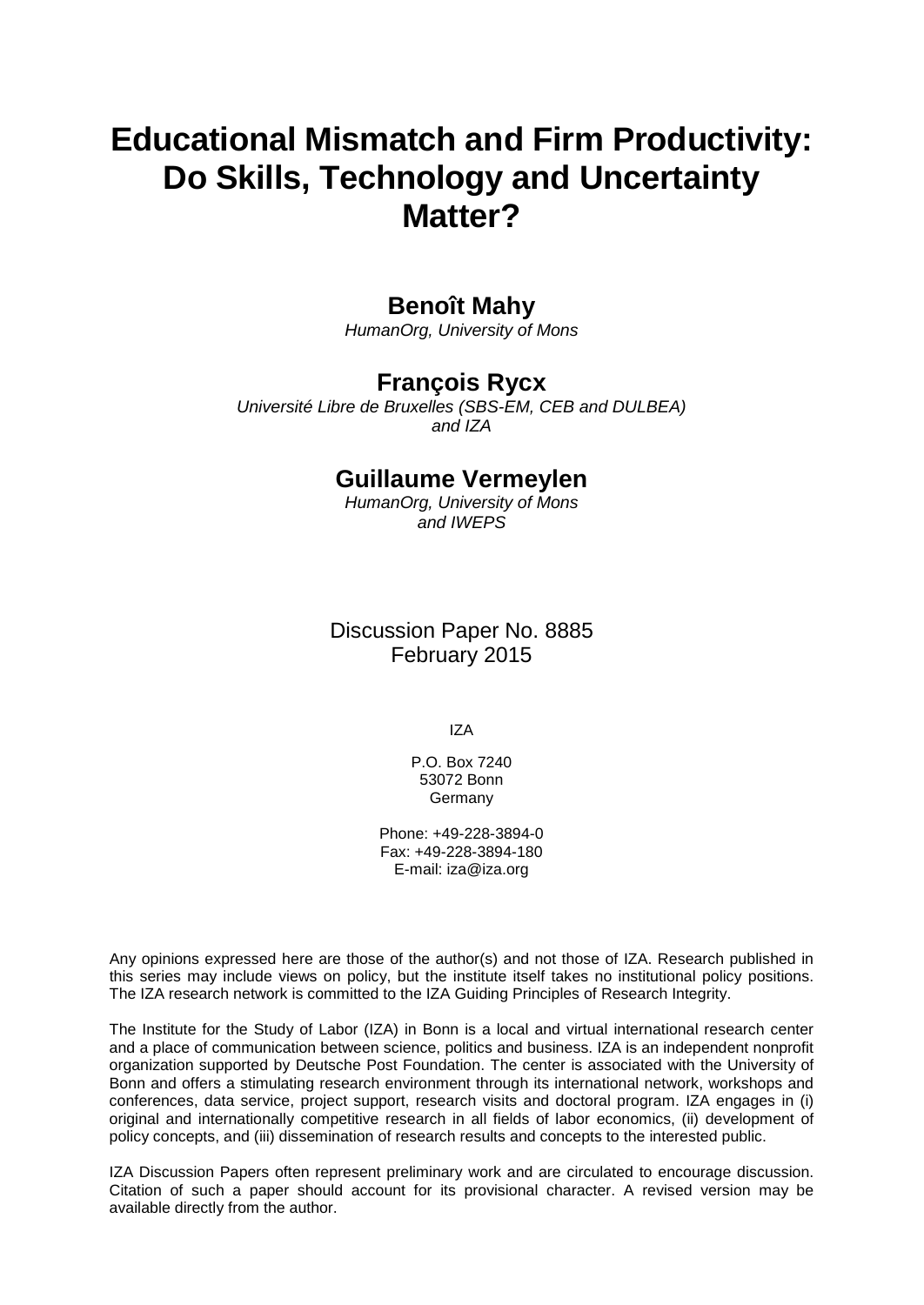# Educational Mismatch and Firm Productivity: Do Skills, Technology and Uncertainty Matter?

## Benoît Mahy

*HumanOrg, University of Mons*

## François Rycx

*Université Libre de Bruxelles (SBS-EM, CEB and DULBEA) and IZA*

## Guillaume Vermeylen

*HumanOrg, University of Mons and IWEPS*

Discussion Paper No. 8885
February 2015

IZA

P.O. Box 7240
53072 Bonn
Germany

Phone: +49-228-3894-0
Fax: +49-228-3894-180
E-mail: iza@iza.org

Any opinions expressed here are those of the author(s) and not those of IZA. Research published in this series may include views on policy, but the institute itself takes no institutional policy positions. The IZA research network is committed to the IZA Guiding Principles of Research Integrity.

The Institute for the Study of Labor (IZA) in Bonn is a local and virtual international research center and a place of communication between science, politics and business. IZA is an independent nonprofit organization supported by Deutsche Post Foundation. The center is associated with the University of Bonn and offers a stimulating research environment through its international network, workshops and conferences, data service, project support, research visits and doctoral program. IZA engages in (i) original and internationally competitive research in all fields of labor economics, (ii) development of policy concepts, and (iii) dissemination of research results and concepts to the interested public.

IZA Discussion Papers often represent preliminary work and are circulated to encourage discussion. Citation of such a paper should account for its provisional character. A revised version may be available directly from the author.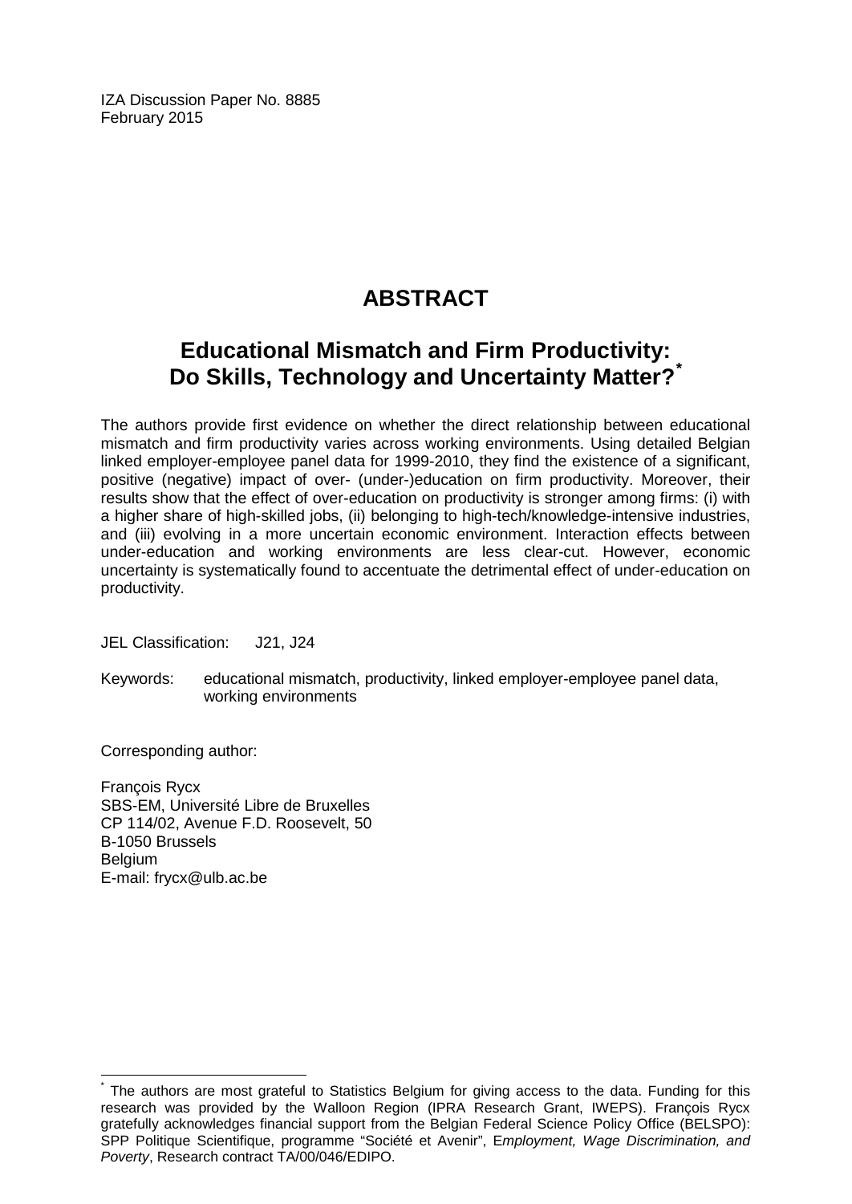IZA Discussion Paper No. 8885
February 2015

# ABSTRACT

## Educational Mismatch and Firm Productivity: Do Skills, Technology and Uncertainty Matter?*

The authors provide first evidence on whether the direct relationship between educational mismatch and firm productivity varies across working environments. Using detailed Belgian linked employer-employee panel data for 1999-2010, they find the existence of a significant, positive (negative) impact of over- (under-)education on firm productivity. Moreover, their results show that the effect of over-education on productivity is stronger among firms: (i) with a higher share of high-skilled jobs, (ii) belonging to high-tech/knowledge-intensive industries, and (iii) evolving in a more uncertain economic environment. Interaction effects between under-education and working environments are less clear-cut. However, economic uncertainty is systematically found to accentuate the detrimental effect of under-education on productivity.

JEL Classification: J21, J24

Keywords: educational mismatch, productivity, linked employer-employee panel data, working environments

Corresponding author:

François Rycx
SBS-EM, Université Libre de Bruxelles
CP 114/02, Avenue F.D. Roosevelt, 50
B-1050 Brussels
Belgium
E-mail: frycx@ulb.ac.be

---

* The authors are most grateful to Statistics Belgium for giving access to the data. Funding for this research was provided by the Walloon Region (IPRA Research Grant, IWEPS). François Rycx gratefully acknowledges financial support from the Belgian Federal Science Policy Office (BELSPO): SPP Politique Scientifique, programme "Société et Avenir", *Employment, Wage Discrimination, and Poverty*, Research contract TA/00/046/EDIPO.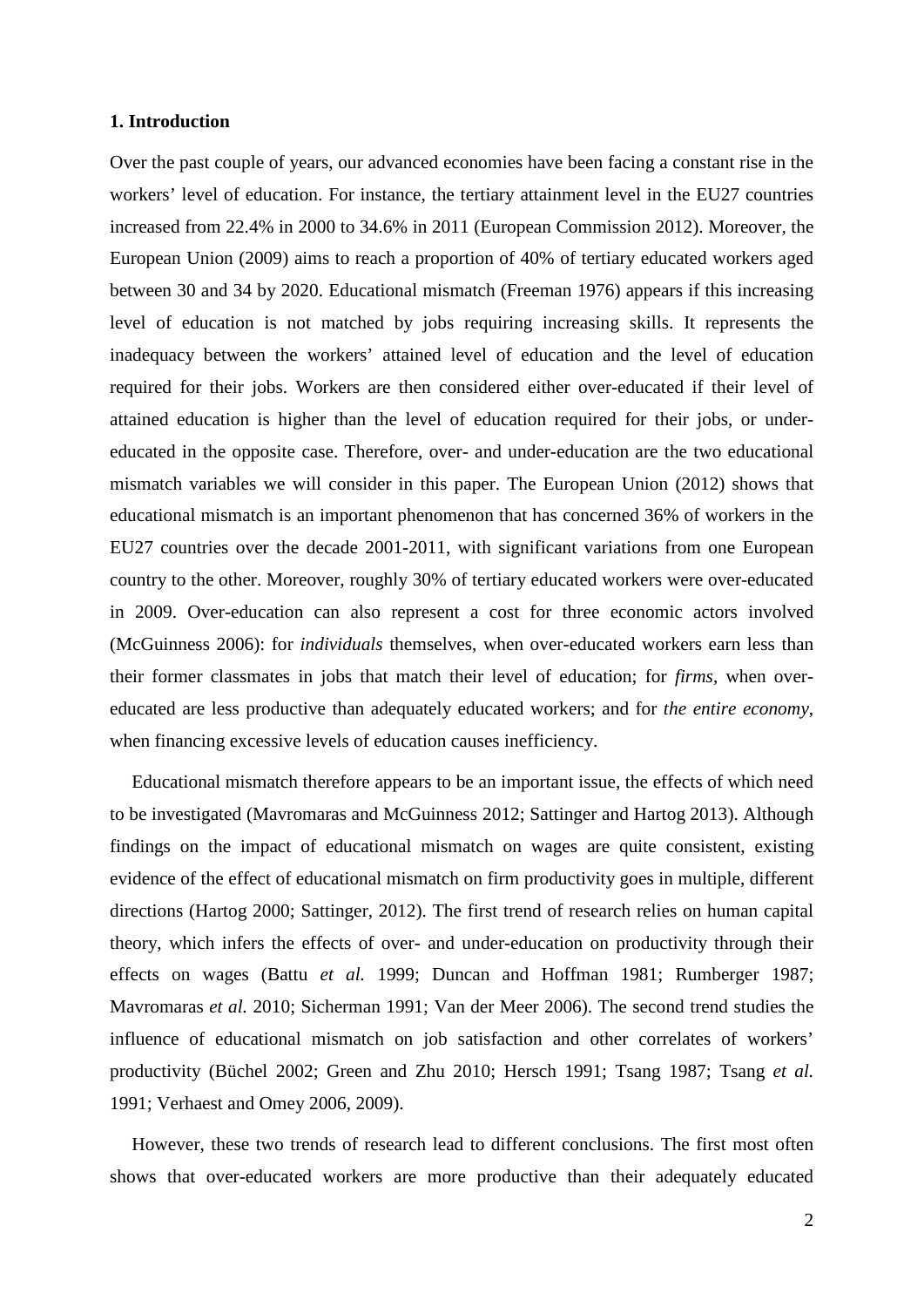## 1. Introduction

Over the past couple of years, our advanced economies have been facing a constant rise in the workers' level of education. For instance, the tertiary attainment level in the EU27 countries increased from 22.4% in 2000 to 34.6% in 2011 (European Commission 2012). Moreover, the European Union (2009) aims to reach a proportion of 40% of tertiary educated workers aged between 30 and 34 by 2020. Educational mismatch (Freeman 1976) appears if this increasing level of education is not matched by jobs requiring increasing skills. It represents the inadequacy between the workers' attained level of education and the level of education required for their jobs. Workers are then considered either over-educated if their level of attained education is higher than the level of education required for their jobs, or under-educated in the opposite case. Therefore, over- and under-education are the two educational mismatch variables we will consider in this paper. The European Union (2012) shows that educational mismatch is an important phenomenon that has concerned 36% of workers in the EU27 countries over the decade 2001-2011, with significant variations from one European country to the other. Moreover, roughly 30% of tertiary educated workers were over-educated in 2009. Over-education can also represent a cost for three economic actors involved (McGuinness 2006): for *individuals* themselves, when over-educated workers earn less than their former classmates in jobs that match their level of education; for *firms*, when over-educated are less productive than adequately educated workers; and for *the entire economy*, when financing excessive levels of education causes inefficiency.

Educational mismatch therefore appears to be an important issue, the effects of which need to be investigated (Mavromaras and McGuinness 2012; Sattinger and Hartog 2013). Although findings on the impact of educational mismatch on wages are quite consistent, existing evidence of the effect of educational mismatch on firm productivity goes in multiple, different directions (Hartog 2000; Sattinger, 2012). The first trend of research relies on human capital theory, which infers the effects of over- and under-education on productivity through their effects on wages (Battu *et al.* 1999; Duncan and Hoffman 1981; Rumberger 1987; Mavromaras *et al.* 2010; Sicherman 1991; Van der Meer 2006). The second trend studies the influence of educational mismatch on job satisfaction and other correlates of workers' productivity (Büchel 2002; Green and Zhu 2010; Hersch 1991; Tsang 1987; Tsang *et al.* 1991; Verhaest and Omey 2006, 2009).

However, these two trends of research lead to different conclusions. The first most often shows that over-educated workers are more productive than their adequately educated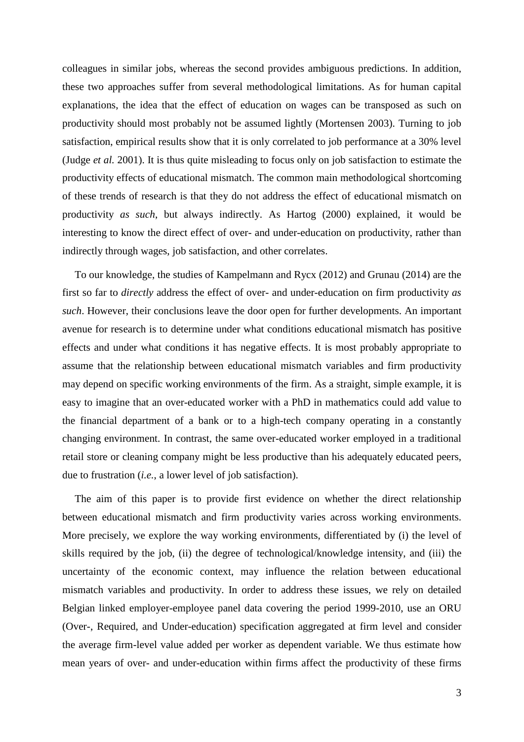colleagues in similar jobs, whereas the second provides ambiguous predictions. In addition, these two approaches suffer from several methodological limitations. As for human capital explanations, the idea that the effect of education on wages can be transposed as such on productivity should most probably not be assumed lightly (Mortensen 2003). Turning to job satisfaction, empirical results show that it is only correlated to job performance at a 30% level (Judge *et al.* 2001). It is thus quite misleading to focus only on job satisfaction to estimate the productivity effects of educational mismatch. The common main methodological shortcoming of these trends of research is that they do not address the effect of educational mismatch on productivity *as such*, but always indirectly. As Hartog (2000) explained, it would be interesting to know the direct effect of over- and under-education on productivity, rather than indirectly through wages, job satisfaction, and other correlates.

To our knowledge, the studies of Kampelmann and Rycx (2012) and Grunau (2014) are the first so far to *directly* address the effect of over- and under-education on firm productivity *as such*. However, their conclusions leave the door open for further developments. An important avenue for research is to determine under what conditions educational mismatch has positive effects and under what conditions it has negative effects. It is most probably appropriate to assume that the relationship between educational mismatch variables and firm productivity may depend on specific working environments of the firm. As a straight, simple example, it is easy to imagine that an over-educated worker with a PhD in mathematics could add value to the financial department of a bank or to a high-tech company operating in a constantly changing environment. In contrast, the same over-educated worker employed in a traditional retail store or cleaning company might be less productive than his adequately educated peers, due to frustration (*i.e.*, a lower level of job satisfaction).

The aim of this paper is to provide first evidence on whether the direct relationship between educational mismatch and firm productivity varies across working environments. More precisely, we explore the way working environments, differentiated by (i) the level of skills required by the job, (ii) the degree of technological/knowledge intensity, and (iii) the uncertainty of the economic context, may influence the relation between educational mismatch variables and productivity. In order to address these issues, we rely on detailed Belgian linked employer-employee panel data covering the period 1999-2010, use an ORU (Over-, Required, and Under-education) specification aggregated at firm level and consider the average firm-level value added per worker as dependent variable. We thus estimate how mean years of over- and under-education within firms affect the productivity of these firms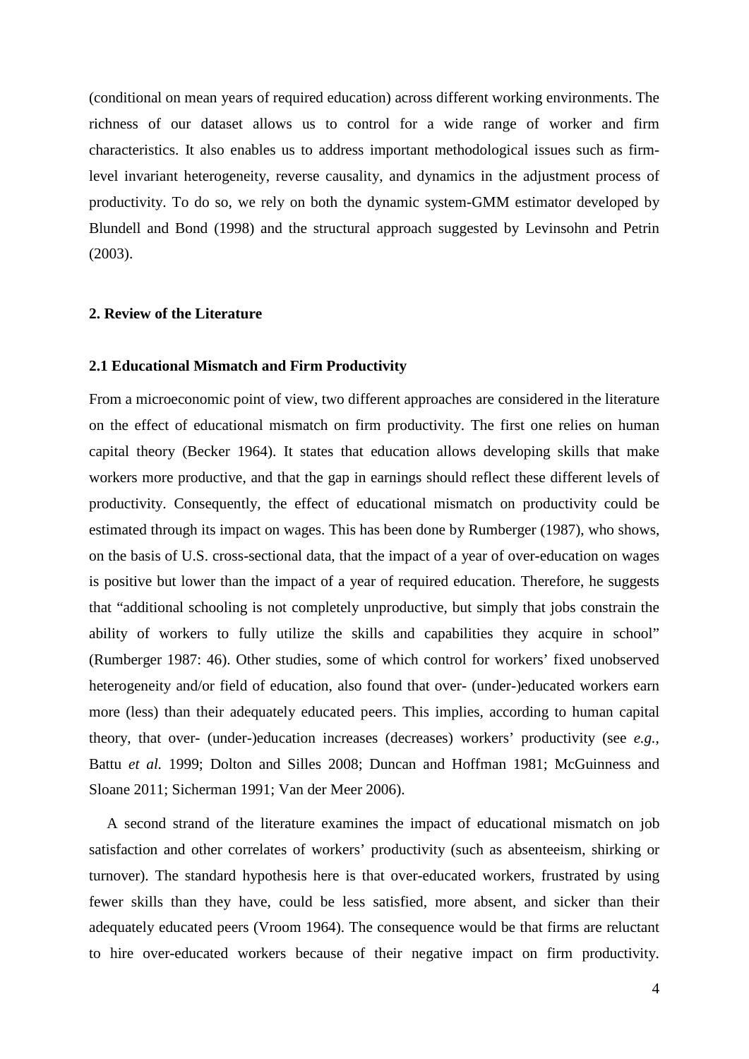(conditional on mean years of required education) across different working environments. The richness of our dataset allows us to control for a wide range of worker and firm characteristics. It also enables us to address important methodological issues such as firm-level invariant heterogeneity, reverse causality, and dynamics in the adjustment process of productivity. To do so, we rely on both the dynamic system-GMM estimator developed by Blundell and Bond (1998) and the structural approach suggested by Levinsohn and Petrin (2003).

## 2. Review of the Literature

### 2.1 Educational Mismatch and Firm Productivity

From a microeconomic point of view, two different approaches are considered in the literature on the effect of educational mismatch on firm productivity. The first one relies on human capital theory (Becker 1964). It states that education allows developing skills that make workers more productive, and that the gap in earnings should reflect these different levels of productivity. Consequently, the effect of educational mismatch on productivity could be estimated through its impact on wages. This has been done by Rumberger (1987), who shows, on the basis of U.S. cross-sectional data, that the impact of a year of over-education on wages is positive but lower than the impact of a year of required education. Therefore, he suggests that "additional schooling is not completely unproductive, but simply that jobs constrain the ability of workers to fully utilize the skills and capabilities they acquire in school" (Rumberger 1987: 46). Other studies, some of which control for workers' fixed unobserved heterogeneity and/or field of education, also found that over- (under-)educated workers earn more (less) than their adequately educated peers. This implies, according to human capital theory, that over- (under-)education increases (decreases) workers' productivity (see *e.g.*, Battu *et al.* 1999; Dolton and Silles 2008; Duncan and Hoffman 1981; McGuinness and Sloane 2011; Sicherman 1991; Van der Meer 2006).

A second strand of the literature examines the impact of educational mismatch on job satisfaction and other correlates of workers' productivity (such as absenteeism, shirking or turnover). The standard hypothesis here is that over-educated workers, frustrated by using fewer skills than they have, could be less satisfied, more absent, and sicker than their adequately educated peers (Vroom 1964). The consequence would be that firms are reluctant to hire over-educated workers because of their negative impact on firm productivity.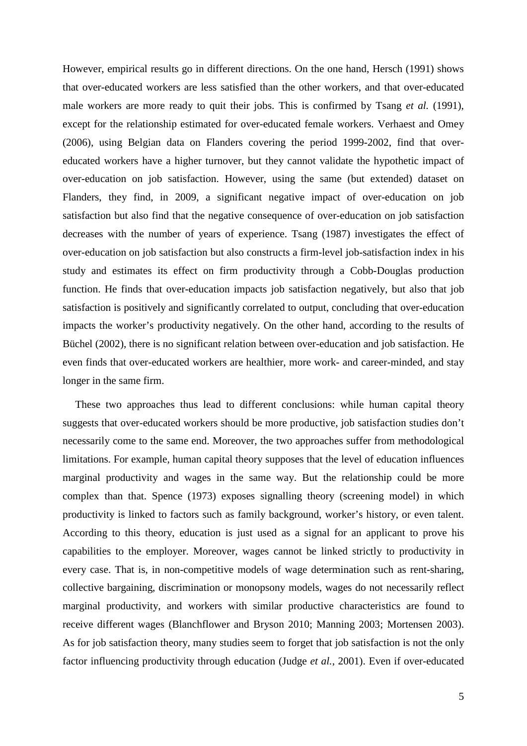However, empirical results go in different directions. On the one hand, Hersch (1991) shows that over-educated workers are less satisfied than the other workers, and that over-educated male workers are more ready to quit their jobs. This is confirmed by Tsang *et al.* (1991), except for the relationship estimated for over-educated female workers. Verhaest and Omey (2006), using Belgian data on Flanders covering the period 1999-2002, find that over-educated workers have a higher turnover, but they cannot validate the hypothetic impact of over-education on job satisfaction. However, using the same (but extended) dataset on Flanders, they find, in 2009, a significant negative impact of over-education on job satisfaction but also find that the negative consequence of over-education on job satisfaction decreases with the number of years of experience. Tsang (1987) investigates the effect of over-education on job satisfaction but also constructs a firm-level job-satisfaction index in his study and estimates its effect on firm productivity through a Cobb-Douglas production function. He finds that over-education impacts job satisfaction negatively, but also that job satisfaction is positively and significantly correlated to output, concluding that over-education impacts the worker's productivity negatively. On the other hand, according to the results of Büchel (2002), there is no significant relation between over-education and job satisfaction. He even finds that over-educated workers are healthier, more work- and career-minded, and stay longer in the same firm.

These two approaches thus lead to different conclusions: while human capital theory suggests that over-educated workers should be more productive, job satisfaction studies don't necessarily come to the same end. Moreover, the two approaches suffer from methodological limitations. For example, human capital theory supposes that the level of education influences marginal productivity and wages in the same way. But the relationship could be more complex than that. Spence (1973) exposes signalling theory (screening model) in which productivity is linked to factors such as family background, worker's history, or even talent. According to this theory, education is just used as a signal for an applicant to prove his capabilities to the employer. Moreover, wages cannot be linked strictly to productivity in every case. That is, in non-competitive models of wage determination such as rent-sharing, collective bargaining, discrimination or monopsony models, wages do not necessarily reflect marginal productivity, and workers with similar productive characteristics are found to receive different wages (Blanchflower and Bryson 2010; Manning 2003; Mortensen 2003). As for job satisfaction theory, many studies seem to forget that job satisfaction is not the only factor influencing productivity through education (Judge *et al.*, 2001). Even if over-educated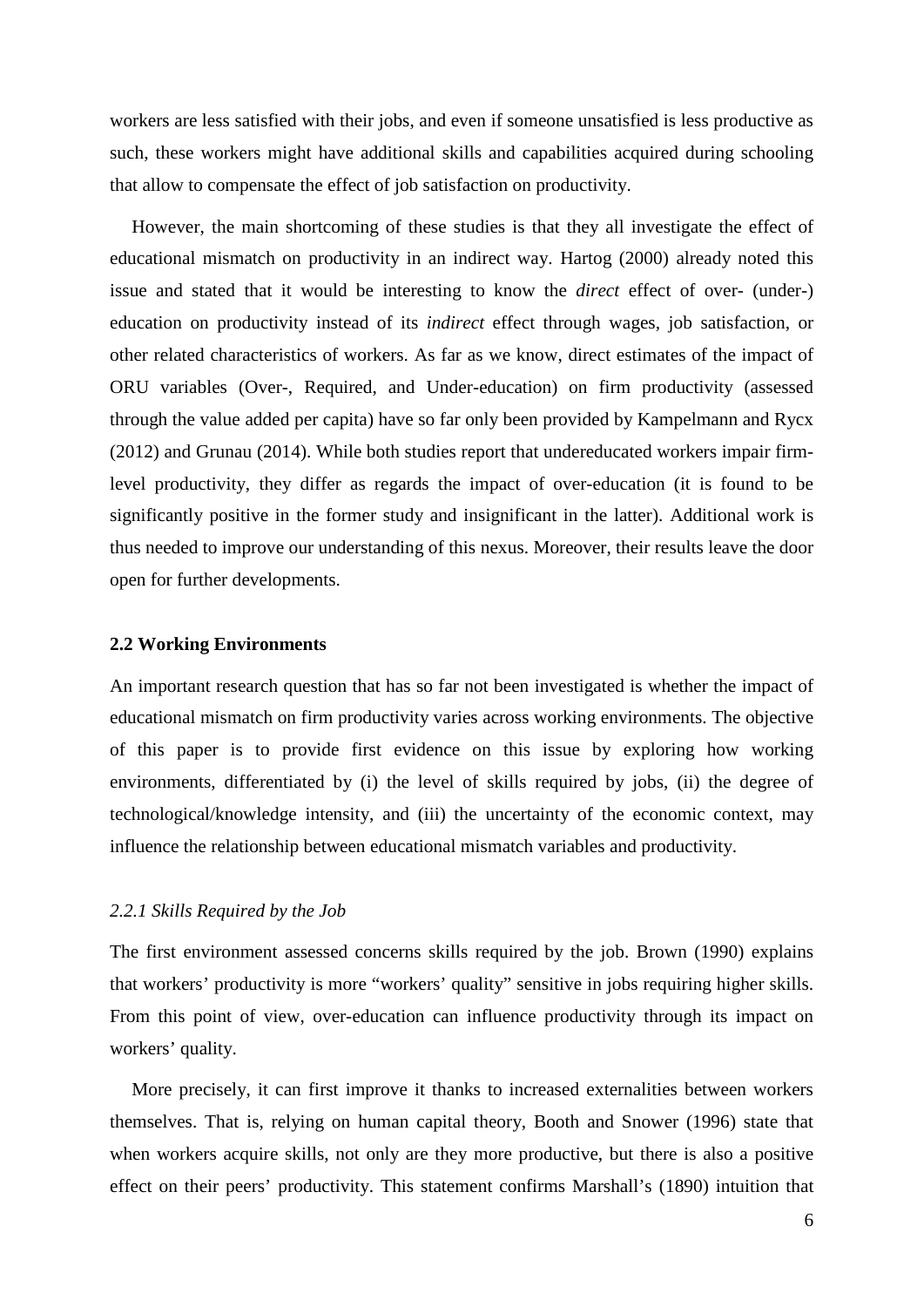workers are less satisfied with their jobs, and even if someone unsatisfied is less productive as such, these workers might have additional skills and capabilities acquired during schooling that allow to compensate the effect of job satisfaction on productivity.

However, the main shortcoming of these studies is that they all investigate the effect of educational mismatch on productivity in an indirect way. Hartog (2000) already noted this issue and stated that it would be interesting to know the *direct* effect of over- (under-) education on productivity instead of its *indirect* effect through wages, job satisfaction, or other related characteristics of workers. As far as we know, direct estimates of the impact of ORU variables (Over-, Required, and Under-education) on firm productivity (assessed through the value added per capita) have so far only been provided by Kampelmann and Rycx (2012) and Grunau (2014). While both studies report that undereducated workers impair firm-level productivity, they differ as regards the impact of over-education (it is found to be significantly positive in the former study and insignificant in the latter). Additional work is thus needed to improve our understanding of this nexus. Moreover, their results leave the door open for further developments.

### 2.2 Working Environments

An important research question that has so far not been investigated is whether the impact of educational mismatch on firm productivity varies across working environments. The objective of this paper is to provide first evidence on this issue by exploring how working environments, differentiated by (i) the level of skills required by jobs, (ii) the degree of technological/knowledge intensity, and (iii) the uncertainty of the economic context, may influence the relationship between educational mismatch variables and productivity.

#### *2.2.1 Skills Required by the Job*

The first environment assessed concerns skills required by the job. Brown (1990) explains that workers' productivity is more "workers' quality" sensitive in jobs requiring higher skills. From this point of view, over-education can influence productivity through its impact on workers' quality.

More precisely, it can first improve it thanks to increased externalities between workers themselves. That is, relying on human capital theory, Booth and Snower (1996) state that when workers acquire skills, not only are they more productive, but there is also a positive effect on their peers' productivity. This statement confirms Marshall's (1890) intuition that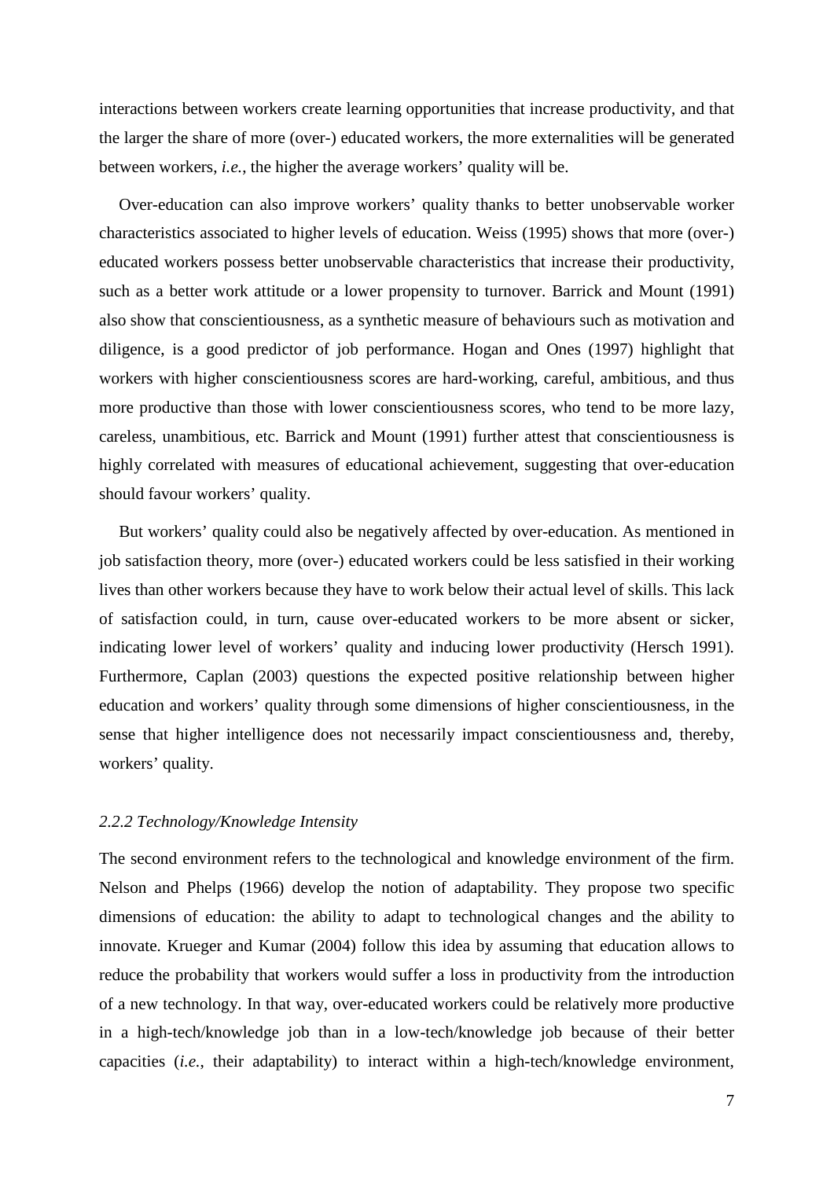interactions between workers create learning opportunities that increase productivity, and that the larger the share of more (over-) educated workers, the more externalities will be generated between workers, *i.e.*, the higher the average workers' quality will be.

Over-education can also improve workers' quality thanks to better unobservable worker characteristics associated to higher levels of education. Weiss (1995) shows that more (over-) educated workers possess better unobservable characteristics that increase their productivity, such as a better work attitude or a lower propensity to turnover. Barrick and Mount (1991) also show that conscientiousness, as a synthetic measure of behaviours such as motivation and diligence, is a good predictor of job performance. Hogan and Ones (1997) highlight that workers with higher conscientiousness scores are hard-working, careful, ambitious, and thus more productive than those with lower conscientiousness scores, who tend to be more lazy, careless, unambitious, etc. Barrick and Mount (1991) further attest that conscientiousness is highly correlated with measures of educational achievement, suggesting that over-education should favour workers' quality.

But workers' quality could also be negatively affected by over-education. As mentioned in job satisfaction theory, more (over-) educated workers could be less satisfied in their working lives than other workers because they have to work below their actual level of skills. This lack of satisfaction could, in turn, cause over-educated workers to be more absent or sicker, indicating lower level of workers' quality and inducing lower productivity (Hersch 1991). Furthermore, Caplan (2003) questions the expected positive relationship between higher education and workers' quality through some dimensions of higher conscientiousness, in the sense that higher intelligence does not necessarily impact conscientiousness and, thereby, workers' quality.

### *2.2.2 Technology/Knowledge Intensity*

The second environment refers to the technological and knowledge environment of the firm. Nelson and Phelps (1966) develop the notion of adaptability. They propose two specific dimensions of education: the ability to adapt to technological changes and the ability to innovate. Krueger and Kumar (2004) follow this idea by assuming that education allows to reduce the probability that workers would suffer a loss in productivity from the introduction of a new technology. In that way, over-educated workers could be relatively more productive in a high-tech/knowledge job than in a low-tech/knowledge job because of their better capacities (*i.e.*, their adaptability) to interact within a high-tech/knowledge environment,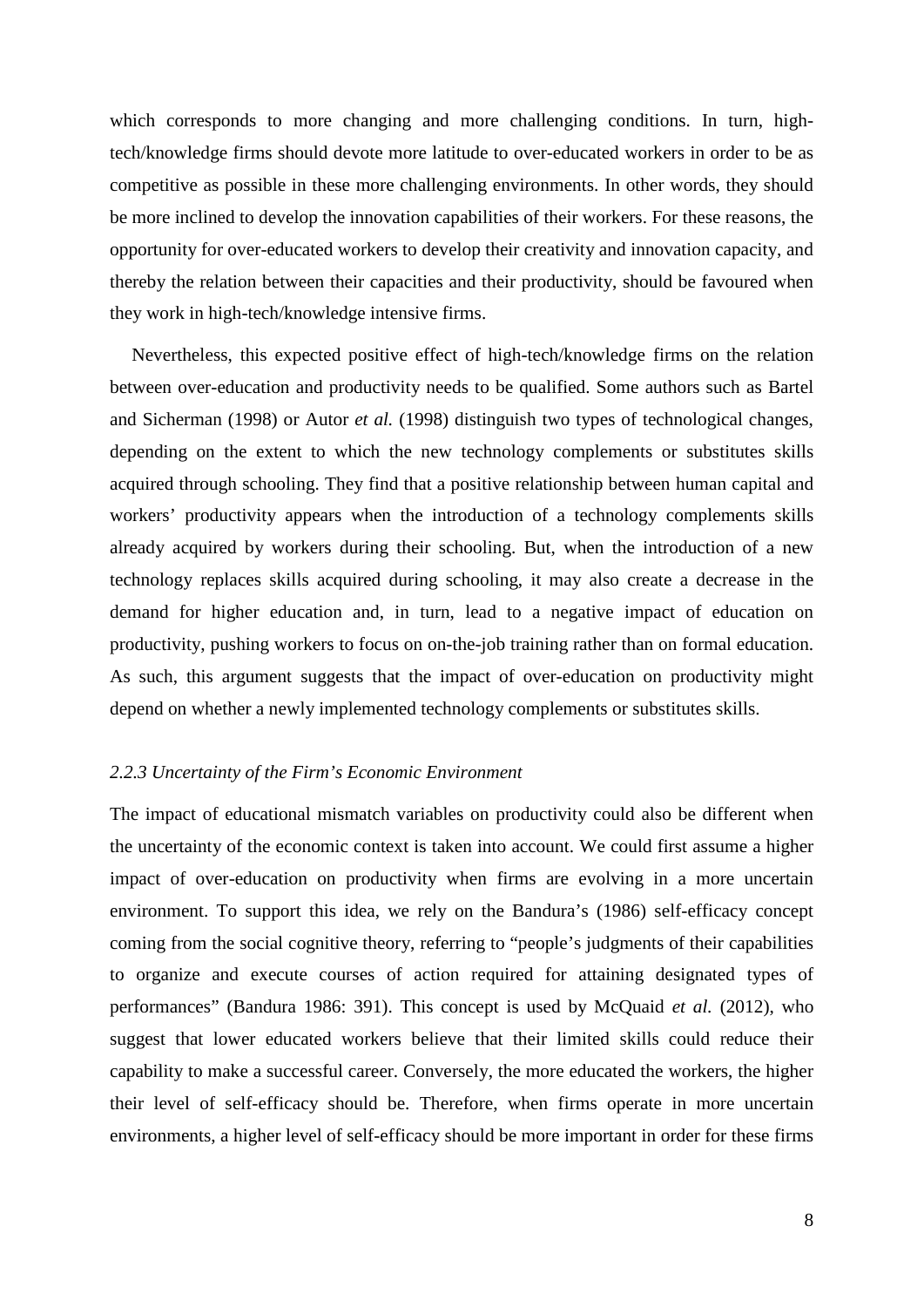which corresponds to more changing and more challenging conditions. In turn, high-tech/knowledge firms should devote more latitude to over-educated workers in order to be as competitive as possible in these more challenging environments. In other words, they should be more inclined to develop the innovation capabilities of their workers. For these reasons, the opportunity for over-educated workers to develop their creativity and innovation capacity, and thereby the relation between their capacities and their productivity, should be favoured when they work in high-tech/knowledge intensive firms.

Nevertheless, this expected positive effect of high-tech/knowledge firms on the relation between over-education and productivity needs to be qualified. Some authors such as Bartel and Sicherman (1998) or Autor *et al.* (1998) distinguish two types of technological changes, depending on the extent to which the new technology complements or substitutes skills acquired through schooling. They find that a positive relationship between human capital and workers' productivity appears when the introduction of a technology complements skills already acquired by workers during their schooling. But, when the introduction of a new technology replaces skills acquired during schooling, it may also create a decrease in the demand for higher education and, in turn, lead to a negative impact of education on productivity, pushing workers to focus on on-the-job training rather than on formal education. As such, this argument suggests that the impact of over-education on productivity might depend on whether a newly implemented technology complements or substitutes skills.

### *2.2.3 Uncertainty of the Firm's Economic Environment*

The impact of educational mismatch variables on productivity could also be different when the uncertainty of the economic context is taken into account. We could first assume a higher impact of over-education on productivity when firms are evolving in a more uncertain environment. To support this idea, we rely on the Bandura's (1986) self-efficacy concept coming from the social cognitive theory, referring to "people's judgments of their capabilities to organize and execute courses of action required for attaining designated types of performances" (Bandura 1986: 391). This concept is used by McQuaid *et al.* (2012), who suggest that lower educated workers believe that their limited skills could reduce their capability to make a successful career. Conversely, the more educated the workers, the higher their level of self-efficacy should be. Therefore, when firms operate in more uncertain environments, a higher level of self-efficacy should be more important in order for these firms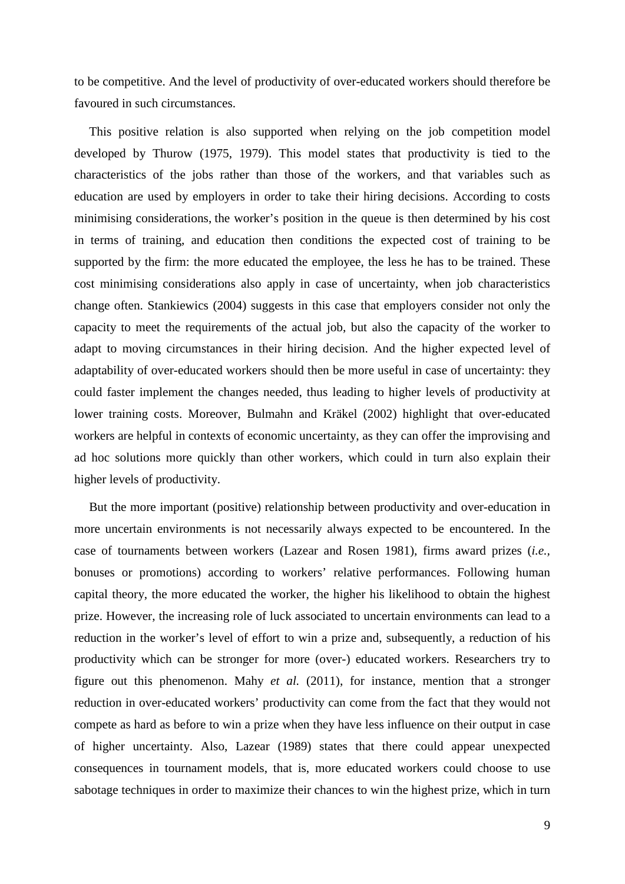to be competitive. And the level of productivity of over-educated workers should therefore be favoured in such circumstances.

This positive relation is also supported when relying on the job competition model developed by Thurow (1975, 1979). This model states that productivity is tied to the characteristics of the jobs rather than those of the workers, and that variables such as education are used by employers in order to take their hiring decisions. According to costs minimising considerations, the worker's position in the queue is then determined by his cost in terms of training, and education then conditions the expected cost of training to be supported by the firm: the more educated the employee, the less he has to be trained. These cost minimising considerations also apply in case of uncertainty, when job characteristics change often. Stankiewics (2004) suggests in this case that employers consider not only the capacity to meet the requirements of the actual job, but also the capacity of the worker to adapt to moving circumstances in their hiring decision. And the higher expected level of adaptability of over-educated workers should then be more useful in case of uncertainty: they could faster implement the changes needed, thus leading to higher levels of productivity at lower training costs. Moreover, Bulmahn and Kräkel (2002) highlight that over-educated workers are helpful in contexts of economic uncertainty, as they can offer the improvising and ad hoc solutions more quickly than other workers, which could in turn also explain their higher levels of productivity.

But the more important (positive) relationship between productivity and over-education in more uncertain environments is not necessarily always expected to be encountered. In the case of tournaments between workers (Lazear and Rosen 1981), firms award prizes (*i.e.*, bonuses or promotions) according to workers' relative performances. Following human capital theory, the more educated the worker, the higher his likelihood to obtain the highest prize. However, the increasing role of luck associated to uncertain environments can lead to a reduction in the worker's level of effort to win a prize and, subsequently, a reduction of his productivity which can be stronger for more (over-) educated workers. Researchers try to figure out this phenomenon. Mahy *et al.* (2011), for instance, mention that a stronger reduction in over-educated workers' productivity can come from the fact that they would not compete as hard as before to win a prize when they have less influence on their output in case of higher uncertainty. Also, Lazear (1989) states that there could appear unexpected consequences in tournament models, that is, more educated workers could choose to use sabotage techniques in order to maximize their chances to win the highest prize, which in turn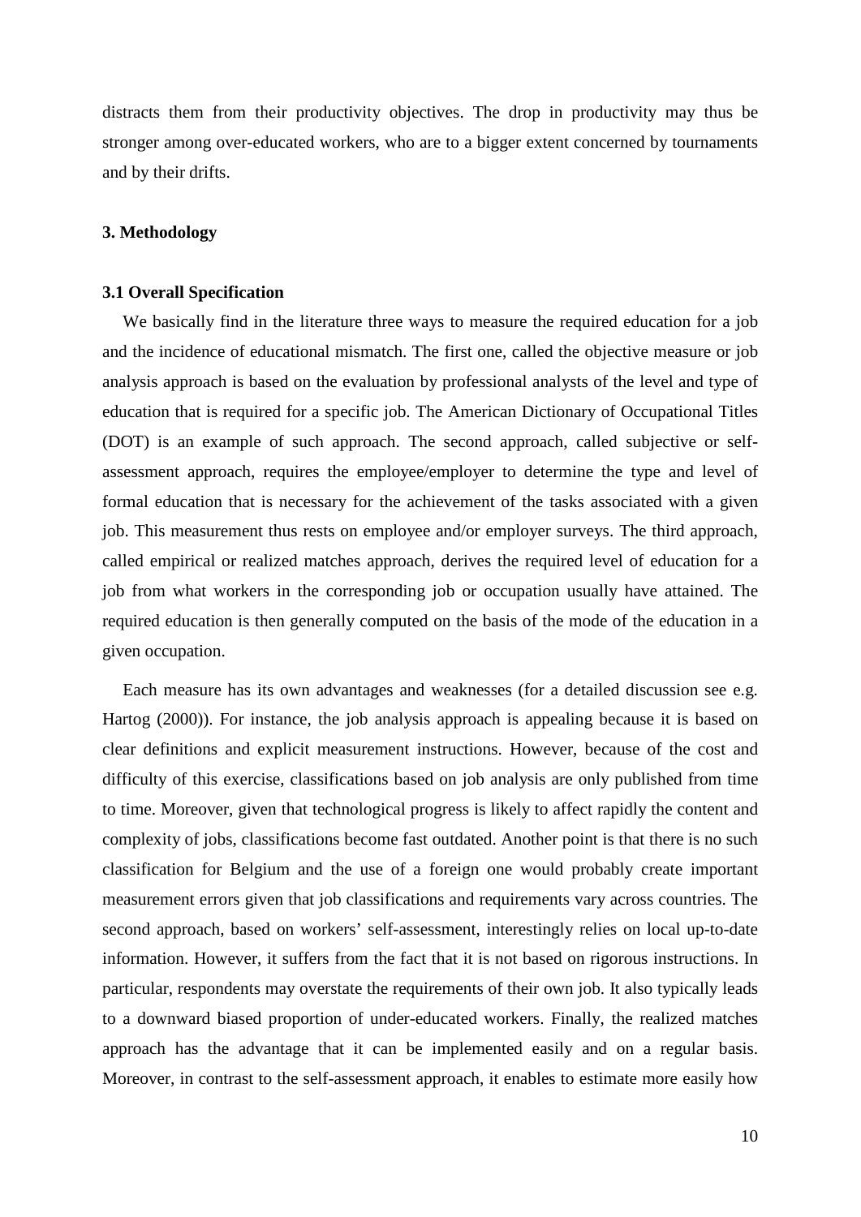distracts them from their productivity objectives. The drop in productivity may thus be stronger among over-educated workers, who are to a bigger extent concerned by tournaments and by their drifts.

## 3. Methodology

### 3.1 Overall Specification

We basically find in the literature three ways to measure the required education for a job and the incidence of educational mismatch. The first one, called the objective measure or job analysis approach is based on the evaluation by professional analysts of the level and type of education that is required for a specific job. The American Dictionary of Occupational Titles (DOT) is an example of such approach. The second approach, called subjective or self-assessment approach, requires the employee/employer to determine the type and level of formal education that is necessary for the achievement of the tasks associated with a given job. This measurement thus rests on employee and/or employer surveys. The third approach, called empirical or realized matches approach, derives the required level of education for a job from what workers in the corresponding job or occupation usually have attained. The required education is then generally computed on the basis of the mode of the education in a given occupation.

Each measure has its own advantages and weaknesses (for a detailed discussion see e.g. Hartog (2000)). For instance, the job analysis approach is appealing because it is based on clear definitions and explicit measurement instructions. However, because of the cost and difficulty of this exercise, classifications based on job analysis are only published from time to time. Moreover, given that technological progress is likely to affect rapidly the content and complexity of jobs, classifications become fast outdated. Another point is that there is no such classification for Belgium and the use of a foreign one would probably create important measurement errors given that job classifications and requirements vary across countries. The second approach, based on workers' self-assessment, interestingly relies on local up-to-date information. However, it suffers from the fact that it is not based on rigorous instructions. In particular, respondents may overstate the requirements of their own job. It also typically leads to a downward biased proportion of under-educated workers. Finally, the realized matches approach has the advantage that it can be implemented easily and on a regular basis. Moreover, in contrast to the self-assessment approach, it enables to estimate more easily how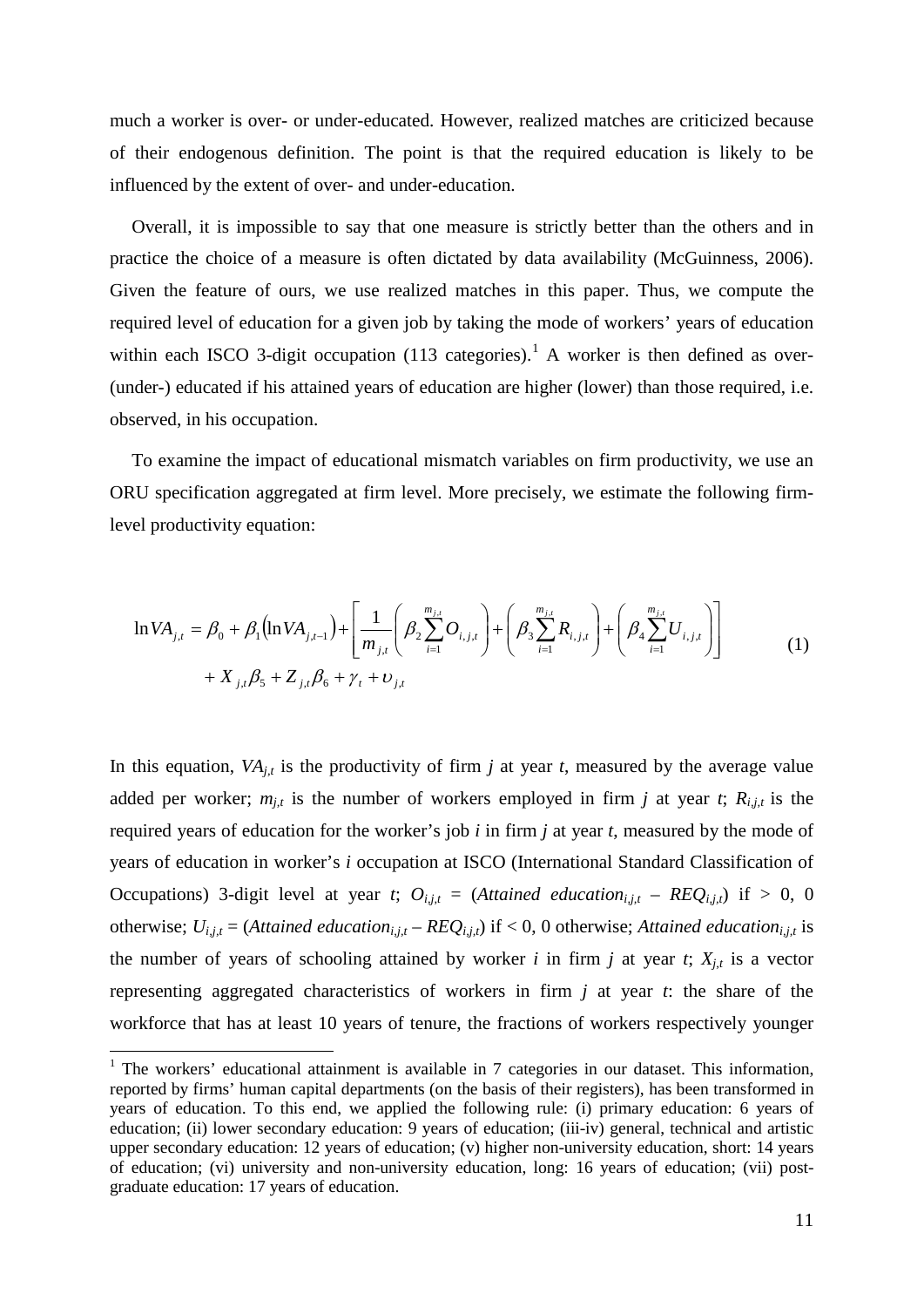much a worker is over- or under-educated. However, realized matches are criticized because of their endogenous definition. The point is that the required education is likely to be influenced by the extent of over- and under-education.

Overall, it is impossible to say that one measure is strictly better than the others and in practice the choice of a measure is often dictated by data availability (McGuinness, 2006). Given the feature of ours, we use realized matches in this paper. Thus, we compute the required level of education for a given job by taking the mode of workers' years of education within each ISCO 3-digit occupation (113 categories).[1] A worker is then defined as over- (under-) educated if his attained years of education are higher (lower) than those required, i.e. observed, in his occupation.

To examine the impact of educational mismatch variables on firm productivity, we use an ORU specification aggregated at firm level. More precisely, we estimate the following firm-level productivity equation:

$$\ln VA_{j,t} = \beta_0 + \beta_1\left(\ln VA_{j,t-1}\right) + \left[\frac{1}{m_{j,t}}\left(\beta_2 \sum_{i=1}^{m_{j,t}} O_{i,j,t}\right) + \left(\beta_3 \sum_{i=1}^{m_{j,t}} R_{i,j,t}\right) + \left(\beta_4 \sum_{i=1}^{m_{j,t}} U_{i,j,t}\right)\right] + X_{j,t}\beta_5 + Z_{j,t}\beta_6 + \gamma_t + \upsilon_{j,t} \quad (1)$$

In this equation, $VA_{j,t}$ is the productivity of firm $j$ at year $t$, measured by the average value added per worker; $m_{j,t}$ is the number of workers employed in firm $j$ at year $t$; $R_{i,j,t}$ is the required years of education for the worker's job $i$ in firm $j$ at year $t$, measured by the mode of years of education in worker's $i$ occupation at ISCO (International Standard Classification of Occupations) 3-digit level at year $t$; $O_{i,j,t}$ = (*Attained education*$_{i,j,t}$ – $REQ_{i,j,t}$) if > 0, 0 otherwise; $U_{i,j,t}$ = (*Attained education*$_{i,j,t}$ – $REQ_{i,j,t}$) if < 0, 0 otherwise; *Attained education*$_{i,j,t}$ is the number of years of schooling attained by worker $i$ in firm $j$ at year $t$; $X_{j,t}$ is a vector representing aggregated characteristics of workers in firm $j$ at year $t$: the share of the workforce that has at least 10 years of tenure, the fractions of workers respectively younger

[1] The workers' educational attainment is available in 7 categories in our dataset. This information, reported by firms' human capital departments (on the basis of their registers), has been transformed in years of education. To this end, we applied the following rule: (i) primary education: 6 years of education; (ii) lower secondary education: 9 years of education; (iii-iv) general, technical and artistic upper secondary education: 12 years of education; (v) higher non-university education, short: 14 years of education; (vi) university and non-university education, long: 16 years of education; (vii) post-graduate education: 17 years of education.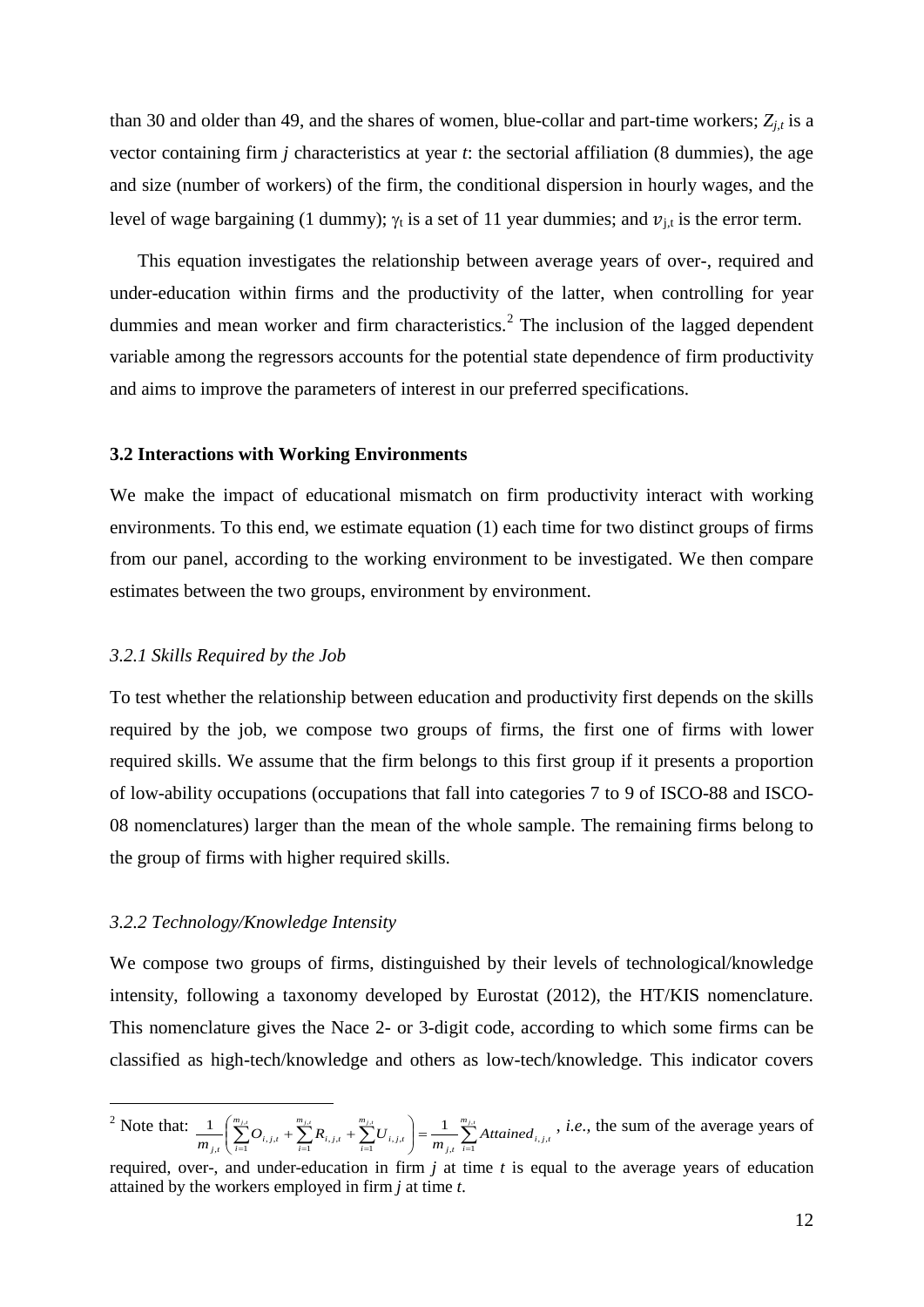than 30 and older than 49, and the shares of women, blue-collar and part-time workers; $Z_{j,t}$ is a vector containing firm *j* characteristics at year *t*: the sectorial affiliation (8 dummies), the age and size (number of workers) of the firm, the conditional dispersion in hourly wages, and the level of wage bargaining (1 dummy); $\gamma_t$ is a set of 11 year dummies; and $\upsilon_{j,t}$ is the error term.

This equation investigates the relationship between average years of over-, required and under-education within firms and the productivity of the latter, when controlling for year dummies and mean worker and firm characteristics.[2] The inclusion of the lagged dependent variable among the regressors accounts for the potential state dependence of firm productivity and aims to improve the parameters of interest in our preferred specifications.

### 3.2 Interactions with Working Environments

We make the impact of educational mismatch on firm productivity interact with working environments. To this end, we estimate equation (1) each time for two distinct groups of firms from our panel, according to the working environment to be investigated. We then compare estimates between the two groups, environment by environment.

#### *3.2.1 Skills Required by the Job*

To test whether the relationship between education and productivity first depends on the skills required by the job, we compose two groups of firms, the first one of firms with lower required skills. We assume that the firm belongs to this first group if it presents a proportion of low-ability occupations (occupations that fall into categories 7 to 9 of ISCO-88 and ISCO-08 nomenclatures) larger than the mean of the whole sample. The remaining firms belong to the group of firms with higher required skills.

#### *3.2.2 Technology/Knowledge Intensity*

We compose two groups of firms, distinguished by their levels of technological/knowledge intensity, following a taxonomy developed by Eurostat (2012), the HT/KIS nomenclature. This nomenclature gives the Nace 2- or 3-digit code, according to which some firms can be classified as high-tech/knowledge and others as low-tech/knowledge. This indicator covers

---

[2] Note that: $\frac{1}{m_{j,t}}\left(\sum_{i=1}^{m_{j,t}} O_{i,j,t} + \sum_{i=1}^{m_{j,t}} R_{i,j,t} + \sum_{i=1}^{m_{j,t}} U_{i,j,t}\right) = \frac{1}{m_{j,t}}\sum_{i=1}^{m_{j,t}} Attained_{i,j,t}$, *i.e.*, the sum of the average years of required, over-, and under-education in firm *j* at time *t* is equal to the average years of education attained by the workers employed in firm *j* at time *t*.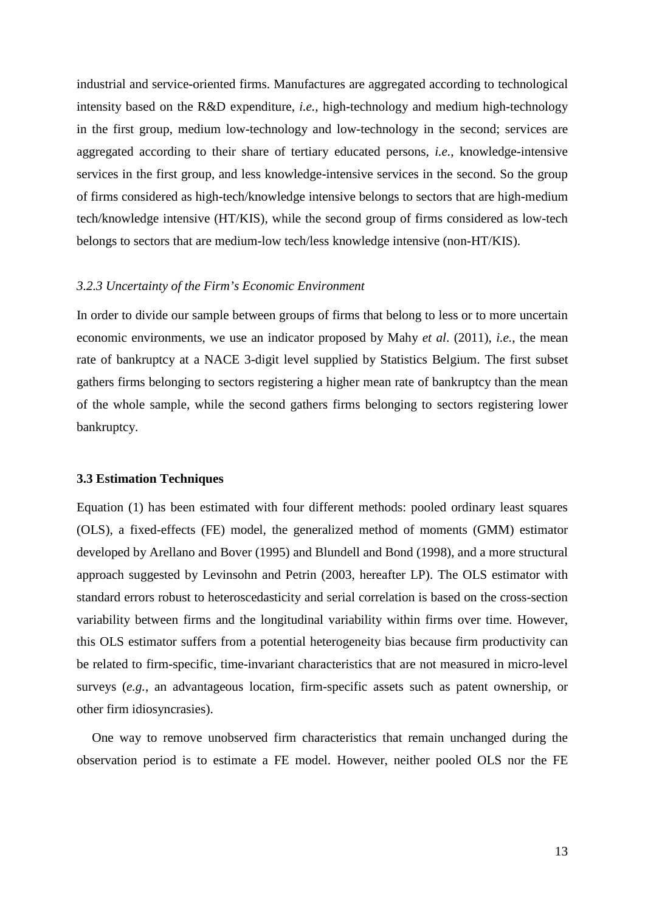industrial and service-oriented firms. Manufactures are aggregated according to technological intensity based on the R&D expenditure, *i.e.*, high-technology and medium high-technology in the first group, medium low-technology and low-technology in the second; services are aggregated according to their share of tertiary educated persons, *i.e.*, knowledge-intensive services in the first group, and less knowledge-intensive services in the second. So the group of firms considered as high-tech/knowledge intensive belongs to sectors that are high-medium tech/knowledge intensive (HT/KIS), while the second group of firms considered as low-tech belongs to sectors that are medium-low tech/less knowledge intensive (non-HT/KIS).

#### *3.2.3 Uncertainty of the Firm's Economic Environment*

In order to divide our sample between groups of firms that belong to less or to more uncertain economic environments, we use an indicator proposed by Mahy *et al*. (2011), *i.e.*, the mean rate of bankruptcy at a NACE 3-digit level supplied by Statistics Belgium. The first subset gathers firms belonging to sectors registering a higher mean rate of bankruptcy than the mean of the whole sample, while the second gathers firms belonging to sectors registering lower bankruptcy.

### 3.3 Estimation Techniques

Equation (1) has been estimated with four different methods: pooled ordinary least squares (OLS), a fixed-effects (FE) model, the generalized method of moments (GMM) estimator developed by Arellano and Bover (1995) and Blundell and Bond (1998), and a more structural approach suggested by Levinsohn and Petrin (2003, hereafter LP). The OLS estimator with standard errors robust to heteroscedasticity and serial correlation is based on the cross-section variability between firms and the longitudinal variability within firms over time. However, this OLS estimator suffers from a potential heterogeneity bias because firm productivity can be related to firm-specific, time-invariant characteristics that are not measured in micro-level surveys (*e.g.*, an advantageous location, firm-specific assets such as patent ownership, or other firm idiosyncrasies).

One way to remove unobserved firm characteristics that remain unchanged during the observation period is to estimate a FE model. However, neither pooled OLS nor the FE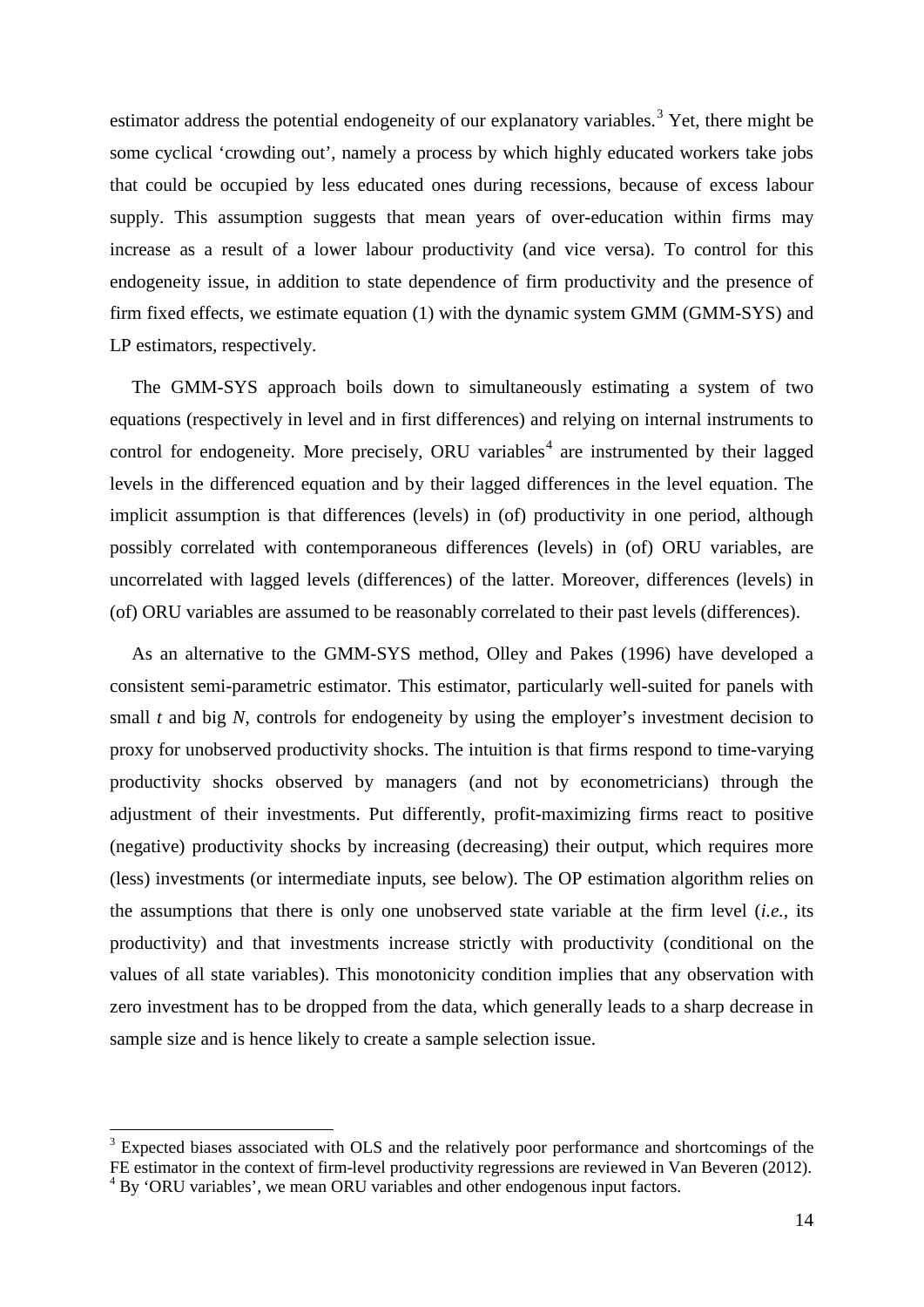estimator address the potential endogeneity of our explanatory variables.[3] Yet, there might be some cyclical 'crowding out', namely a process by which highly educated workers take jobs that could be occupied by less educated ones during recessions, because of excess labour supply. This assumption suggests that mean years of over-education within firms may increase as a result of a lower labour productivity (and vice versa). To control for this endogeneity issue, in addition to state dependence of firm productivity and the presence of firm fixed effects, we estimate equation (1) with the dynamic system GMM (GMM-SYS) and LP estimators, respectively.

The GMM-SYS approach boils down to simultaneously estimating a system of two equations (respectively in level and in first differences) and relying on internal instruments to control for endogeneity. More precisely, ORU variables[4] are instrumented by their lagged levels in the differenced equation and by their lagged differences in the level equation. The implicit assumption is that differences (levels) in (of) productivity in one period, although possibly correlated with contemporaneous differences (levels) in (of) ORU variables, are uncorrelated with lagged levels (differences) of the latter. Moreover, differences (levels) in (of) ORU variables are assumed to be reasonably correlated to their past levels (differences).

As an alternative to the GMM-SYS method, Olley and Pakes (1996) have developed a consistent semi-parametric estimator. This estimator, particularly well-suited for panels with small $t$ and big $N$, controls for endogeneity by using the employer's investment decision to proxy for unobserved productivity shocks. The intuition is that firms respond to time-varying productivity shocks observed by managers (and not by econometricians) through the adjustment of their investments. Put differently, profit-maximizing firms react to positive (negative) productivity shocks by increasing (decreasing) their output, which requires more (less) investments (or intermediate inputs, see below). The OP estimation algorithm relies on the assumptions that there is only one unobserved state variable at the firm level (*i.e.*, its productivity) and that investments increase strictly with productivity (conditional on the values of all state variables). This monotonicity condition implies that any observation with zero investment has to be dropped from the data, which generally leads to a sharp decrease in sample size and is hence likely to create a sample selection issue.

[3] Expected biases associated with OLS and the relatively poor performance and shortcomings of the FE estimator in the context of firm-level productivity regressions are reviewed in Van Beveren (2012).

[4] By 'ORU variables', we mean ORU variables and other endogenous input factors.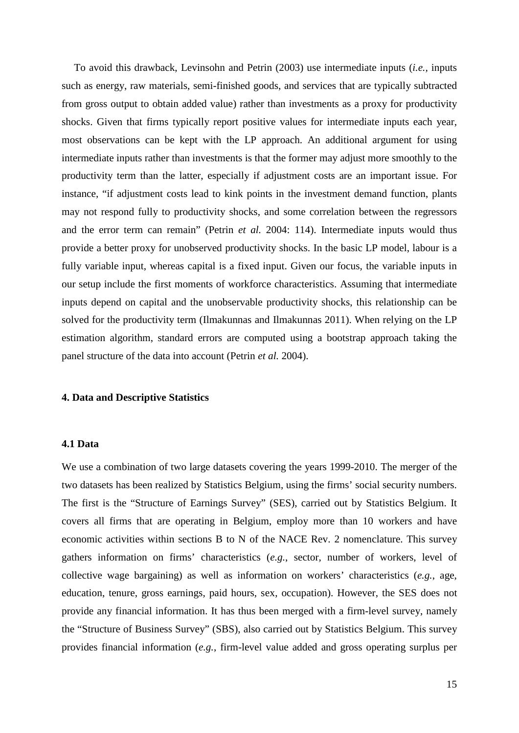To avoid this drawback, Levinsohn and Petrin (2003) use intermediate inputs (*i.e.*, inputs such as energy, raw materials, semi-finished goods, and services that are typically subtracted from gross output to obtain added value) rather than investments as a proxy for productivity shocks. Given that firms typically report positive values for intermediate inputs each year, most observations can be kept with the LP approach. An additional argument for using intermediate inputs rather than investments is that the former may adjust more smoothly to the productivity term than the latter, especially if adjustment costs are an important issue. For instance, "if adjustment costs lead to kink points in the investment demand function, plants may not respond fully to productivity shocks, and some correlation between the regressors and the error term can remain" (Petrin *et al.* 2004: 114). Intermediate inputs would thus provide a better proxy for unobserved productivity shocks. In the basic LP model, labour is a fully variable input, whereas capital is a fixed input. Given our focus, the variable inputs in our setup include the first moments of workforce characteristics. Assuming that intermediate inputs depend on capital and the unobservable productivity shocks, this relationship can be solved for the productivity term (Ilmakunnas and Ilmakunnas 2011). When relying on the LP estimation algorithm, standard errors are computed using a bootstrap approach taking the panel structure of the data into account (Petrin *et al.* 2004).

## 4. Data and Descriptive Statistics

### 4.1 Data

We use a combination of two large datasets covering the years 1999-2010. The merger of the two datasets has been realized by Statistics Belgium, using the firms' social security numbers. The first is the "Structure of Earnings Survey" (SES), carried out by Statistics Belgium. It covers all firms that are operating in Belgium, employ more than 10 workers and have economic activities within sections B to N of the NACE Rev. 2 nomenclature. This survey gathers information on firms' characteristics (*e.g.*, sector, number of workers, level of collective wage bargaining) as well as information on workers' characteristics (*e.g.*, age, education, tenure, gross earnings, paid hours, sex, occupation). However, the SES does not provide any financial information. It has thus been merged with a firm-level survey, namely the "Structure of Business Survey" (SBS), also carried out by Statistics Belgium. This survey provides financial information (*e.g.*, firm-level value added and gross operating surplus per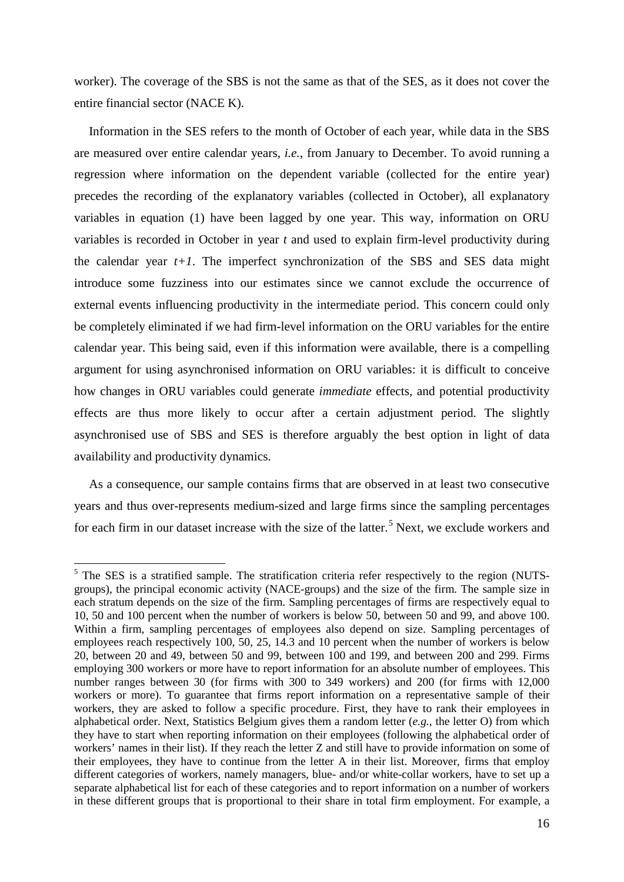worker). The coverage of the SBS is not the same as that of the SES, as it does not cover the entire financial sector (NACE K).

Information in the SES refers to the month of October of each year, while data in the SBS are measured over entire calendar years, *i.e.*, from January to December. To avoid running a regression where information on the dependent variable (collected for the entire year) precedes the recording of the explanatory variables (collected in October), all explanatory variables in equation (1) have been lagged by one year. This way, information on ORU variables is recorded in October in year $t$ and used to explain firm-level productivity during the calendar year $t+1$. The imperfect synchronization of the SBS and SES data might introduce some fuzziness into our estimates since we cannot exclude the occurrence of external events influencing productivity in the intermediate period. This concern could only be completely eliminated if we had firm-level information on the ORU variables for the entire calendar year. This being said, even if this information were available, there is a compelling argument for using asynchronised information on ORU variables: it is difficult to conceive how changes in ORU variables could generate *immediate* effects, and potential productivity effects are thus more likely to occur after a certain adjustment period. The slightly asynchronised use of SBS and SES is therefore arguably the best option in light of data availability and productivity dynamics.

As a consequence, our sample contains firms that are observed in at least two consecutive years and thus over-represents medium-sized and large firms since the sampling percentages for each firm in our dataset increase with the size of the latter.[5] Next, we exclude workers and

---

[5] The SES is a stratified sample. The stratification criteria refer respectively to the region (NUTS-groups), the principal economic activity (NACE-groups) and the size of the firm. The sample size in each stratum depends on the size of the firm. Sampling percentages of firms are respectively equal to 10, 50 and 100 percent when the number of workers is below 50, between 50 and 99, and above 100. Within a firm, sampling percentages of employees also depend on size. Sampling percentages of employees reach respectively 100, 50, 25, 14.3 and 10 percent when the number of workers is below 20, between 20 and 49, between 50 and 99, between 100 and 199, and between 200 and 299. Firms employing 300 workers or more have to report information for an absolute number of employees. This number ranges between 30 (for firms with 300 to 349 workers) and 200 (for firms with 12,000 workers or more). To guarantee that firms report information on a representative sample of their workers, they are asked to follow a specific procedure. First, they have to rank their employees in alphabetical order. Next, Statistics Belgium gives them a random letter (*e.g.*, the letter O) from which they have to start when reporting information on their employees (following the alphabetical order of workers' names in their list). If they reach the letter Z and still have to provide information on some of their employees, they have to continue from the letter A in their list. Moreover, firms that employ different categories of workers, namely managers, blue- and/or white-collar workers, have to set up a separate alphabetical list for each of these categories and to report information on a number of workers in these different groups that is proportional to their share in total firm employment. For example, a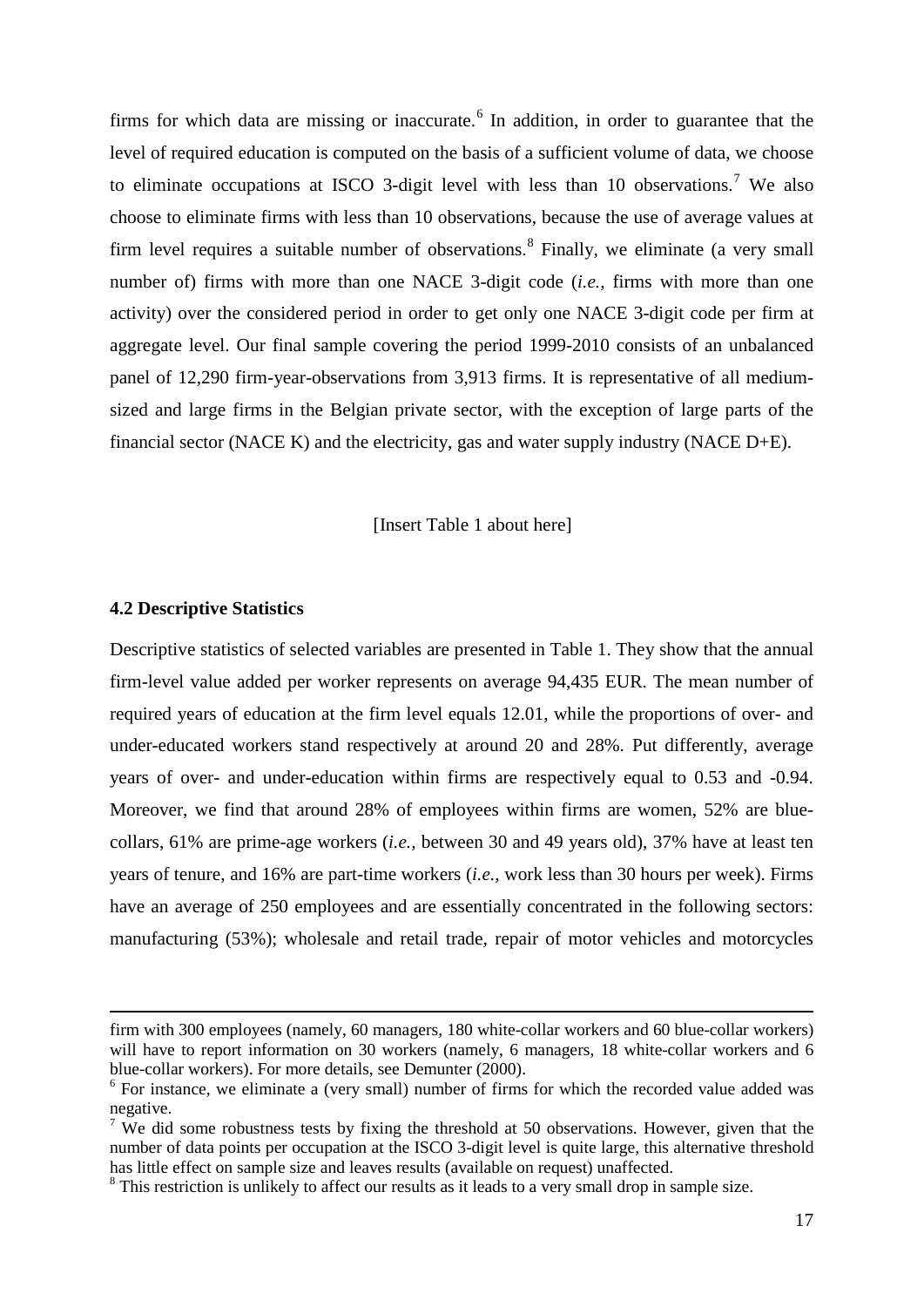firms for which data are missing or inaccurate.[6] In addition, in order to guarantee that the level of required education is computed on the basis of a sufficient volume of data, we choose to eliminate occupations at ISCO 3-digit level with less than 10 observations.[7] We also choose to eliminate firms with less than 10 observations, because the use of average values at firm level requires a suitable number of observations.[8] Finally, we eliminate (a very small number of) firms with more than one NACE 3-digit code (*i.e.*, firms with more than one activity) over the considered period in order to get only one NACE 3-digit code per firm at aggregate level. Our final sample covering the period 1999-2010 consists of an unbalanced panel of 12,290 firm-year-observations from 3,913 firms. It is representative of all medium-sized and large firms in the Belgian private sector, with the exception of large parts of the financial sector (NACE K) and the electricity, gas and water supply industry (NACE D+E).

[Insert Table 1 about here]

### 4.2 Descriptive Statistics

Descriptive statistics of selected variables are presented in Table 1. They show that the annual firm-level value added per worker represents on average 94,435 EUR. The mean number of required years of education at the firm level equals 12.01, while the proportions of over- and under-educated workers stand respectively at around 20 and 28%. Put differently, average years of over- and under-education within firms are respectively equal to 0.53 and -0.94. Moreover, we find that around 28% of employees within firms are women, 52% are blue-collars, 61% are prime-age workers (*i.e.*, between 30 and 49 years old), 37% have at least ten years of tenure, and 16% are part-time workers (*i.e.*, work less than 30 hours per week). Firms have an average of 250 employees and are essentially concentrated in the following sectors: manufacturing (53%); wholesale and retail trade, repair of motor vehicles and motorcycles

---

firm with 300 employees (namely, 60 managers, 180 white-collar workers and 60 blue-collar workers) will have to report information on 30 workers (namely, 6 managers, 18 white-collar workers and 6 blue-collar workers). For more details, see Demunter (2000).

[6] For instance, we eliminate a (very small) number of firms for which the recorded value added was negative.

[7] We did some robustness tests by fixing the threshold at 50 observations. However, given that the number of data points per occupation at the ISCO 3-digit level is quite large, this alternative threshold has little effect on sample size and leaves results (available on request) unaffected.

[8] This restriction is unlikely to affect our results as it leads to a very small drop in sample size.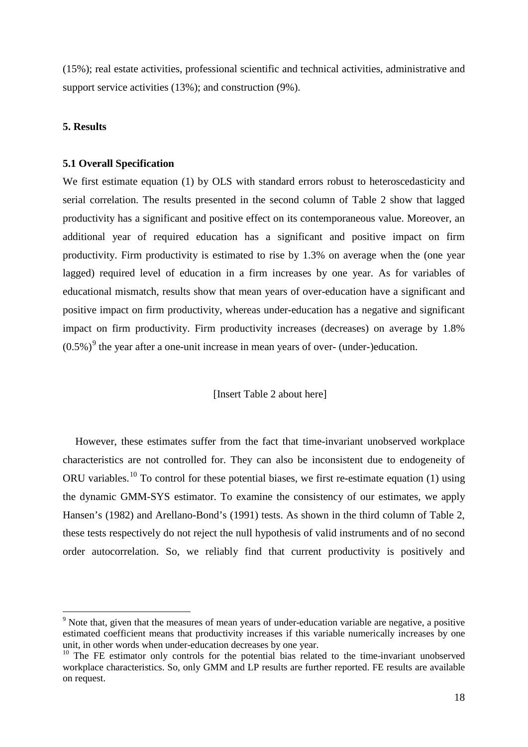(15%); real estate activities, professional scientific and technical activities, administrative and support service activities (13%); and construction (9%).

## 5. Results

### 5.1 Overall Specification

We first estimate equation (1) by OLS with standard errors robust to heteroscedasticity and serial correlation. The results presented in the second column of Table 2 show that lagged productivity has a significant and positive effect on its contemporaneous value. Moreover, an additional year of required education has a significant and positive impact on firm productivity. Firm productivity is estimated to rise by 1.3% on average when the (one year lagged) required level of education in a firm increases by one year. As for variables of educational mismatch, results show that mean years of over-education have a significant and positive impact on firm productivity, whereas under-education has a negative and significant impact on firm productivity. Firm productivity increases (decreases) on average by 1.8% (0.5%)[9] the year after a one-unit increase in mean years of over- (under-)education.

[Insert Table 2 about here]

However, these estimates suffer from the fact that time-invariant unobserved workplace characteristics are not controlled for. They can also be inconsistent due to endogeneity of ORU variables.[10] To control for these potential biases, we first re-estimate equation (1) using the dynamic GMM-SYS estimator. To examine the consistency of our estimates, we apply Hansen's (1982) and Arellano-Bond's (1991) tests. As shown in the third column of Table 2, these tests respectively do not reject the null hypothesis of valid instruments and of no second order autocorrelation. So, we reliably find that current productivity is positively and

[9] Note that, given that the measures of mean years of under-education variable are negative, a positive estimated coefficient means that productivity increases if this variable numerically increases by one unit, in other words when under-education decreases by one year.

[10] The FE estimator only controls for the potential bias related to the time-invariant unobserved workplace characteristics. So, only GMM and LP results are further reported. FE results are available on request.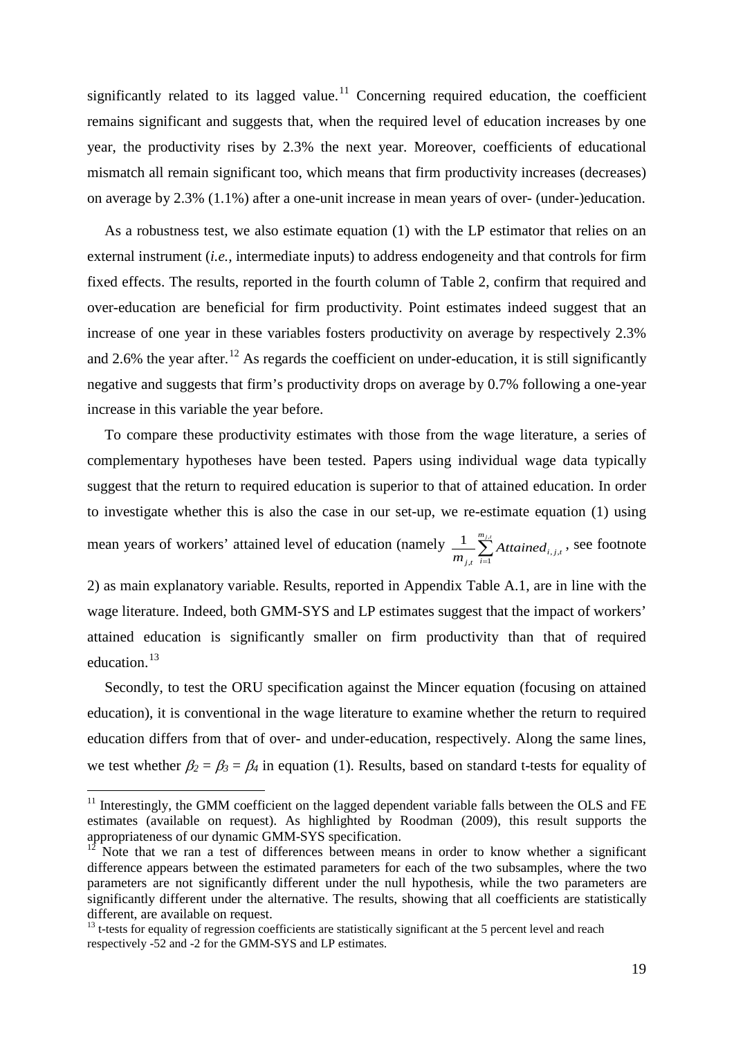significantly related to its lagged value.[11] Concerning required education, the coefficient remains significant and suggests that, when the required level of education increases by one year, the productivity rises by 2.3% the next year. Moreover, coefficients of educational mismatch all remain significant too, which means that firm productivity increases (decreases) on average by 2.3% (1.1%) after a one-unit increase in mean years of over- (under-)education.

As a robustness test, we also estimate equation (1) with the LP estimator that relies on an external instrument (*i.e.,* intermediate inputs) to address endogeneity and that controls for firm fixed effects. The results, reported in the fourth column of Table 2, confirm that required and over-education are beneficial for firm productivity. Point estimates indeed suggest that an increase of one year in these variables fosters productivity on average by respectively 2.3% and 2.6% the year after.[12] As regards the coefficient on under-education, it is still significantly negative and suggests that firm's productivity drops on average by 0.7% following a one-year increase in this variable the year before.

To compare these productivity estimates with those from the wage literature, a series of complementary hypotheses have been tested. Papers using individual wage data typically suggest that the return to required education is superior to that of attained education. In order to investigate whether this is also the case in our set-up, we re-estimate equation (1) using mean years of workers' attained level of education (namely $\frac{1}{m_{j,t}}\sum_{i=1}^{m_{j,t}} Attained_{i,j,t}$, see footnote 2) as main explanatory variable. Results, reported in Appendix Table A.1, are in line with the wage literature. Indeed, both GMM-SYS and LP estimates suggest that the impact of workers' attained education is significantly smaller on firm productivity than that of required education.[13]

Secondly, to test the ORU specification against the Mincer equation (focusing on attained education), it is conventional in the wage literature to examine whether the return to required education differs from that of over- and under-education, respectively. Along the same lines, we test whether $\beta_2 = \beta_3 = \beta_4$ in equation (1). Results, based on standard t-tests for equality of

[11] Interestingly, the GMM coefficient on the lagged dependent variable falls between the OLS and FE estimates (available on request). As highlighted by Roodman (2009), this result supports the appropriateness of our dynamic GMM-SYS specification.

[12] Note that we ran a test of differences between means in order to know whether a significant difference appears between the estimated parameters for each of the two subsamples, where the two parameters are not significantly different under the null hypothesis, while the two parameters are significantly different under the alternative. The results, showing that all coefficients are statistically different, are available on request.

[13] t-tests for equality of regression coefficients are statistically significant at the 5 percent level and reach respectively -52 and -2 for the GMM-SYS and LP estimates.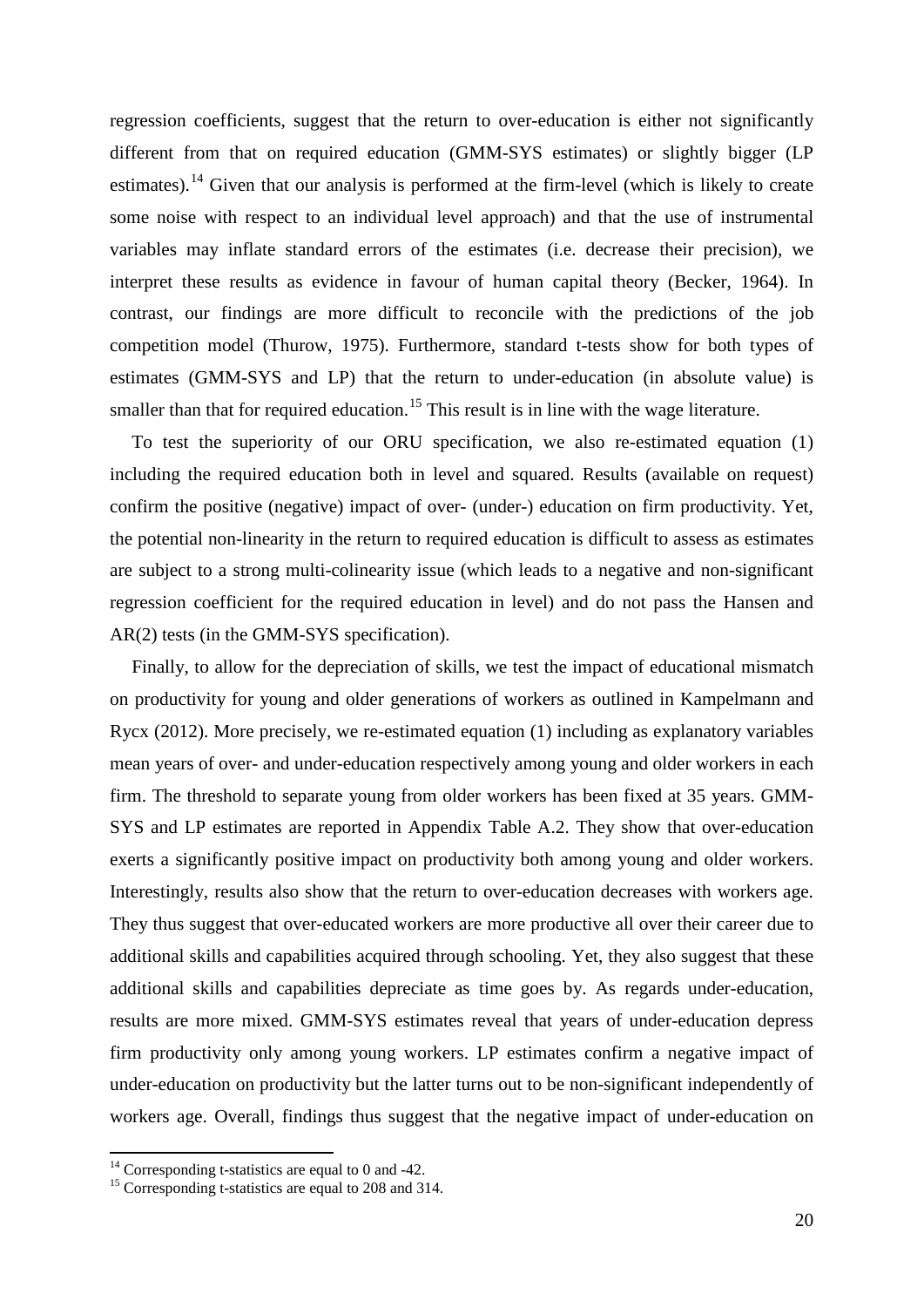regression coefficients, suggest that the return to over-education is either not significantly different from that on required education (GMM-SYS estimates) or slightly bigger (LP estimates).[14] Given that our analysis is performed at the firm-level (which is likely to create some noise with respect to an individual level approach) and that the use of instrumental variables may inflate standard errors of the estimates (i.e. decrease their precision), we interpret these results as evidence in favour of human capital theory (Becker, 1964). In contrast, our findings are more difficult to reconcile with the predictions of the job competition model (Thurow, 1975). Furthermore, standard t-tests show for both types of estimates (GMM-SYS and LP) that the return to under-education (in absolute value) is smaller than that for required education.[15] This result is in line with the wage literature.

To test the superiority of our ORU specification, we also re-estimated equation (1) including the required education both in level and squared. Results (available on request) confirm the positive (negative) impact of over- (under-) education on firm productivity. Yet, the potential non-linearity in the return to required education is difficult to assess as estimates are subject to a strong multi-colinearity issue (which leads to a negative and non-significant regression coefficient for the required education in level) and do not pass the Hansen and AR(2) tests (in the GMM-SYS specification).

Finally, to allow for the depreciation of skills, we test the impact of educational mismatch on productivity for young and older generations of workers as outlined in Kampelmann and Rycx (2012). More precisely, we re-estimated equation (1) including as explanatory variables mean years of over- and under-education respectively among young and older workers in each firm. The threshold to separate young from older workers has been fixed at 35 years. GMM-SYS and LP estimates are reported in Appendix Table A.2. They show that over-education exerts a significantly positive impact on productivity both among young and older workers. Interestingly, results also show that the return to over-education decreases with workers age. They thus suggest that over-educated workers are more productive all over their career due to additional skills and capabilities acquired through schooling. Yet, they also suggest that these additional skills and capabilities depreciate as time goes by. As regards under-education, results are more mixed. GMM-SYS estimates reveal that years of under-education depress firm productivity only among young workers. LP estimates confirm a negative impact of under-education on productivity but the latter turns out to be non-significant independently of workers age. Overall, findings thus suggest that the negative impact of under-education on

[14] Corresponding t-statistics are equal to 0 and -42.

[15] Corresponding t-statistics are equal to 208 and 314.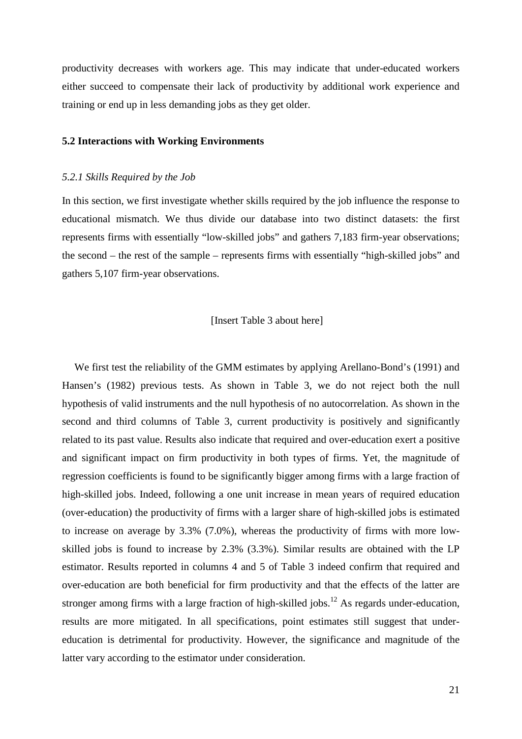productivity decreases with workers age. This may indicate that under-educated workers either succeed to compensate their lack of productivity by additional work experience and training or end up in less demanding jobs as they get older.

### 5.2 Interactions with Working Environments

#### *5.2.1 Skills Required by the Job*

In this section, we first investigate whether skills required by the job influence the response to educational mismatch. We thus divide our database into two distinct datasets: the first represents firms with essentially "low-skilled jobs" and gathers 7,183 firm-year observations; the second – the rest of the sample – represents firms with essentially "high-skilled jobs" and gathers 5,107 firm-year observations.

[Insert Table 3 about here]

We first test the reliability of the GMM estimates by applying Arellano-Bond's (1991) and Hansen's (1982) previous tests. As shown in Table 3, we do not reject both the null hypothesis of valid instruments and the null hypothesis of no autocorrelation. As shown in the second and third columns of Table 3, current productivity is positively and significantly related to its past value. Results also indicate that required and over-education exert a positive and significant impact on firm productivity in both types of firms. Yet, the magnitude of regression coefficients is found to be significantly bigger among firms with a large fraction of high-skilled jobs. Indeed, following a one unit increase in mean years of required education (over-education) the productivity of firms with a larger share of high-skilled jobs is estimated to increase on average by 3.3% (7.0%), whereas the productivity of firms with more low-skilled jobs is found to increase by 2.3% (3.3%). Similar results are obtained with the LP estimator. Results reported in columns 4 and 5 of Table 3 indeed confirm that required and over-education are both beneficial for firm productivity and that the effects of the latter are stronger among firms with a large fraction of high-skilled jobs.[12] As regards under-education, results are more mitigated. In all specifications, point estimates still suggest that under-education is detrimental for productivity. However, the significance and magnitude of the latter vary according to the estimator under consideration.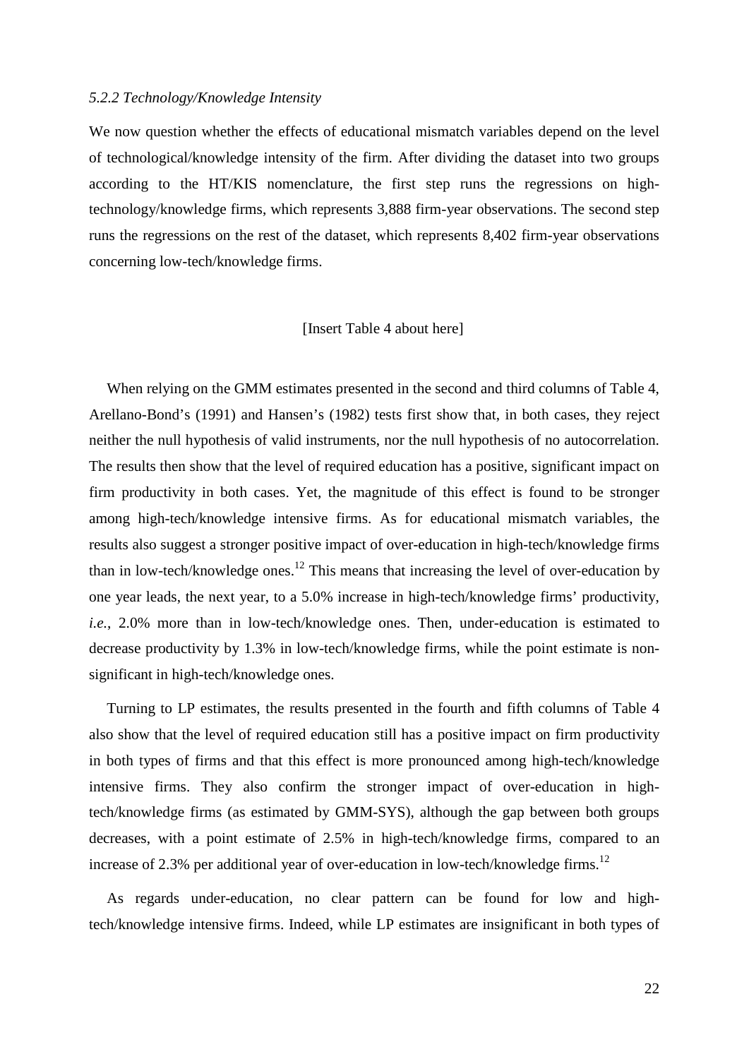*5.2.2 Technology/Knowledge Intensity*

We now question whether the effects of educational mismatch variables depend on the level of technological/knowledge intensity of the firm. After dividing the dataset into two groups according to the HT/KIS nomenclature, the first step runs the regressions on high-technology/knowledge firms, which represents 3,888 firm-year observations. The second step runs the regressions on the rest of the dataset, which represents 8,402 firm-year observations concerning low-tech/knowledge firms.

[Insert Table 4 about here]

When relying on the GMM estimates presented in the second and third columns of Table 4, Arellano-Bond's (1991) and Hansen's (1982) tests first show that, in both cases, they reject neither the null hypothesis of valid instruments, nor the null hypothesis of no autocorrelation. The results then show that the level of required education has a positive, significant impact on firm productivity in both cases. Yet, the magnitude of this effect is found to be stronger among high-tech/knowledge intensive firms. As for educational mismatch variables, the results also suggest a stronger positive impact of over-education in high-tech/knowledge firms than in low-tech/knowledge ones.[12] This means that increasing the level of over-education by one year leads, the next year, to a 5.0% increase in high-tech/knowledge firms' productivity, *i.e.*, 2.0% more than in low-tech/knowledge ones. Then, under-education is estimated to decrease productivity by 1.3% in low-tech/knowledge firms, while the point estimate is non-significant in high-tech/knowledge ones.

Turning to LP estimates, the results presented in the fourth and fifth columns of Table 4 also show that the level of required education still has a positive impact on firm productivity in both types of firms and that this effect is more pronounced among high-tech/knowledge intensive firms. They also confirm the stronger impact of over-education in high-tech/knowledge firms (as estimated by GMM-SYS), although the gap between both groups decreases, with a point estimate of 2.5% in high-tech/knowledge firms, compared to an increase of 2.3% per additional year of over-education in low-tech/knowledge firms.[12]

As regards under-education, no clear pattern can be found for low and high-tech/knowledge intensive firms. Indeed, while LP estimates are insignificant in both types of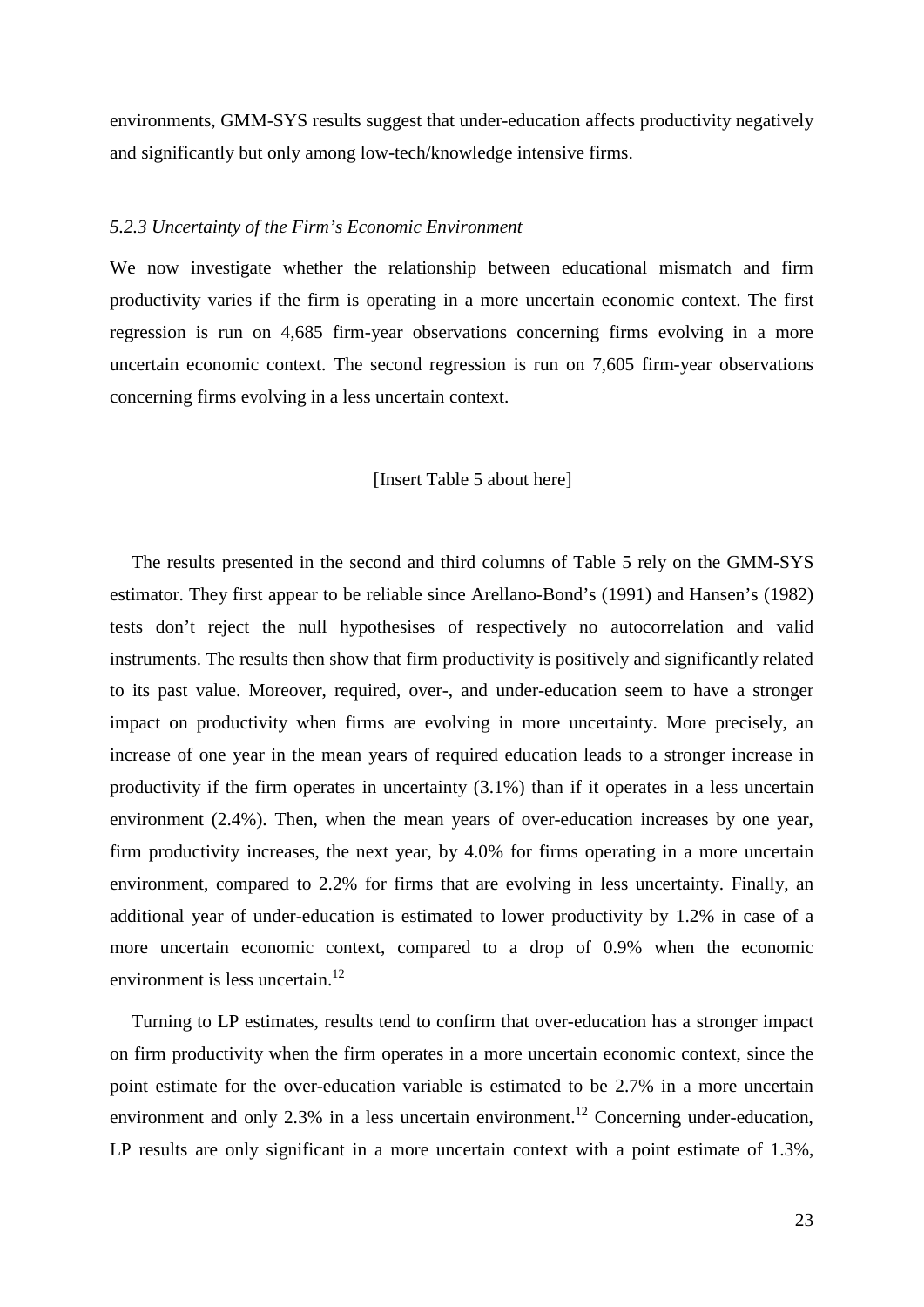environments, GMM-SYS results suggest that under-education affects productivity negatively and significantly but only among low-tech/knowledge intensive firms.

### *5.2.3 Uncertainty of the Firm's Economic Environment*

We now investigate whether the relationship between educational mismatch and firm productivity varies if the firm is operating in a more uncertain economic context. The first regression is run on 4,685 firm-year observations concerning firms evolving in a more uncertain economic context. The second regression is run on 7,605 firm-year observations concerning firms evolving in a less uncertain context.

[Insert Table 5 about here]

The results presented in the second and third columns of Table 5 rely on the GMM-SYS estimator. They first appear to be reliable since Arellano-Bond's (1991) and Hansen's (1982) tests don't reject the null hypothesises of respectively no autocorrelation and valid instruments. The results then show that firm productivity is positively and significantly related to its past value. Moreover, required, over-, and under-education seem to have a stronger impact on productivity when firms are evolving in more uncertainty. More precisely, an increase of one year in the mean years of required education leads to a stronger increase in productivity if the firm operates in uncertainty (3.1%) than if it operates in a less uncertain environment (2.4%). Then, when the mean years of over-education increases by one year, firm productivity increases, the next year, by 4.0% for firms operating in a more uncertain environment, compared to 2.2% for firms that are evolving in less uncertainty. Finally, an additional year of under-education is estimated to lower productivity by 1.2% in case of a more uncertain economic context, compared to a drop of 0.9% when the economic environment is less uncertain.[12]

Turning to LP estimates, results tend to confirm that over-education has a stronger impact on firm productivity when the firm operates in a more uncertain economic context, since the point estimate for the over-education variable is estimated to be 2.7% in a more uncertain environment and only 2.3% in a less uncertain environment.[12] Concerning under-education, LP results are only significant in a more uncertain context with a point estimate of 1.3%,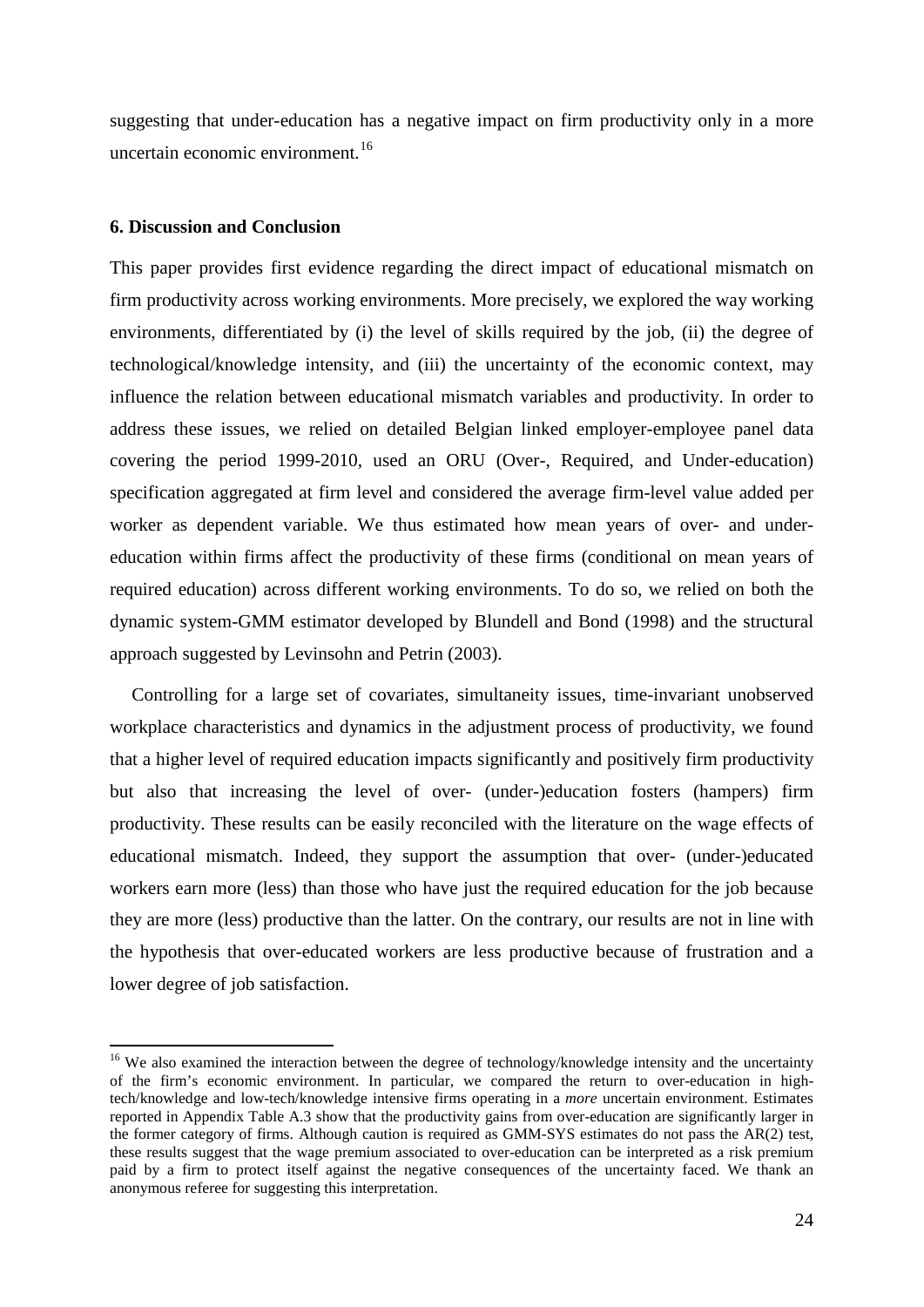suggesting that under-education has a negative impact on firm productivity only in a more uncertain economic environment.[16]

### 6. Discussion and Conclusion

This paper provides first evidence regarding the direct impact of educational mismatch on firm productivity across working environments. More precisely, we explored the way working environments, differentiated by (i) the level of skills required by the job, (ii) the degree of technological/knowledge intensity, and (iii) the uncertainty of the economic context, may influence the relation between educational mismatch variables and productivity. In order to address these issues, we relied on detailed Belgian linked employer-employee panel data covering the period 1999-2010, used an ORU (Over-, Required, and Under-education) specification aggregated at firm level and considered the average firm-level value added per worker as dependent variable. We thus estimated how mean years of over- and under-education within firms affect the productivity of these firms (conditional on mean years of required education) across different working environments. To do so, we relied on both the dynamic system-GMM estimator developed by Blundell and Bond (1998) and the structural approach suggested by Levinsohn and Petrin (2003).

Controlling for a large set of covariates, simultaneity issues, time-invariant unobserved workplace characteristics and dynamics in the adjustment process of productivity, we found that a higher level of required education impacts significantly and positively firm productivity but also that increasing the level of over- (under-)education fosters (hampers) firm productivity. These results can be easily reconciled with the literature on the wage effects of educational mismatch. Indeed, they support the assumption that over- (under-)educated workers earn more (less) than those who have just the required education for the job because they are more (less) productive than the latter. On the contrary, our results are not in line with the hypothesis that over-educated workers are less productive because of frustration and a lower degree of job satisfaction.

---

[16] We also examined the interaction between the degree of technology/knowledge intensity and the uncertainty of the firm's economic environment. In particular, we compared the return to over-education in high-tech/knowledge and low-tech/knowledge intensive firms operating in a *more* uncertain environment. Estimates reported in Appendix Table A.3 show that the productivity gains from over-education are significantly larger in the former category of firms. Although caution is required as GMM-SYS estimates do not pass the AR(2) test, these results suggest that the wage premium associated to over-education can be interpreted as a risk premium paid by a firm to protect itself against the negative consequences of the uncertainty faced. We thank an anonymous referee for suggesting this interpretation.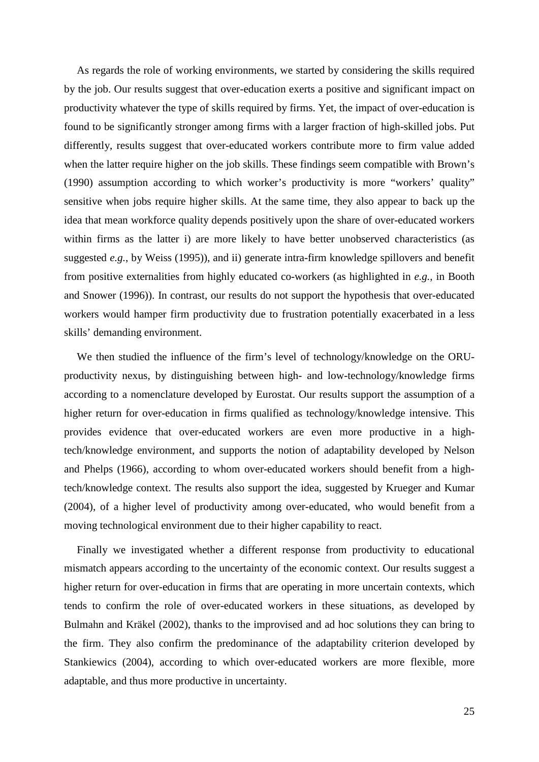As regards the role of working environments, we started by considering the skills required by the job. Our results suggest that over-education exerts a positive and significant impact on productivity whatever the type of skills required by firms. Yet, the impact of over-education is found to be significantly stronger among firms with a larger fraction of high-skilled jobs. Put differently, results suggest that over-educated workers contribute more to firm value added when the latter require higher on the job skills. These findings seem compatible with Brown's (1990) assumption according to which worker's productivity is more "workers' quality" sensitive when jobs require higher skills. At the same time, they also appear to back up the idea that mean workforce quality depends positively upon the share of over-educated workers within firms as the latter i) are more likely to have better unobserved characteristics (as suggested *e.g.*, by Weiss (1995)), and ii) generate intra-firm knowledge spillovers and benefit from positive externalities from highly educated co-workers (as highlighted in *e.g.*, in Booth and Snower (1996)). In contrast, our results do not support the hypothesis that over-educated workers would hamper firm productivity due to frustration potentially exacerbated in a less skills' demanding environment.

We then studied the influence of the firm's level of technology/knowledge on the ORU-productivity nexus, by distinguishing between high- and low-technology/knowledge firms according to a nomenclature developed by Eurostat. Our results support the assumption of a higher return for over-education in firms qualified as technology/knowledge intensive. This provides evidence that over-educated workers are even more productive in a high-tech/knowledge environment, and supports the notion of adaptability developed by Nelson and Phelps (1966), according to whom over-educated workers should benefit from a high-tech/knowledge context. The results also support the idea, suggested by Krueger and Kumar (2004), of a higher level of productivity among over-educated, who would benefit from a moving technological environment due to their higher capability to react.

Finally we investigated whether a different response from productivity to educational mismatch appears according to the uncertainty of the economic context. Our results suggest a higher return for over-education in firms that are operating in more uncertain contexts, which tends to confirm the role of over-educated workers in these situations, as developed by Bulmahn and Kräkel (2002), thanks to the improvised and ad hoc solutions they can bring to the firm. They also confirm the predominance of the adaptability criterion developed by Stankiewics (2004), according to which over-educated workers are more flexible, more adaptable, and thus more productive in uncertainty.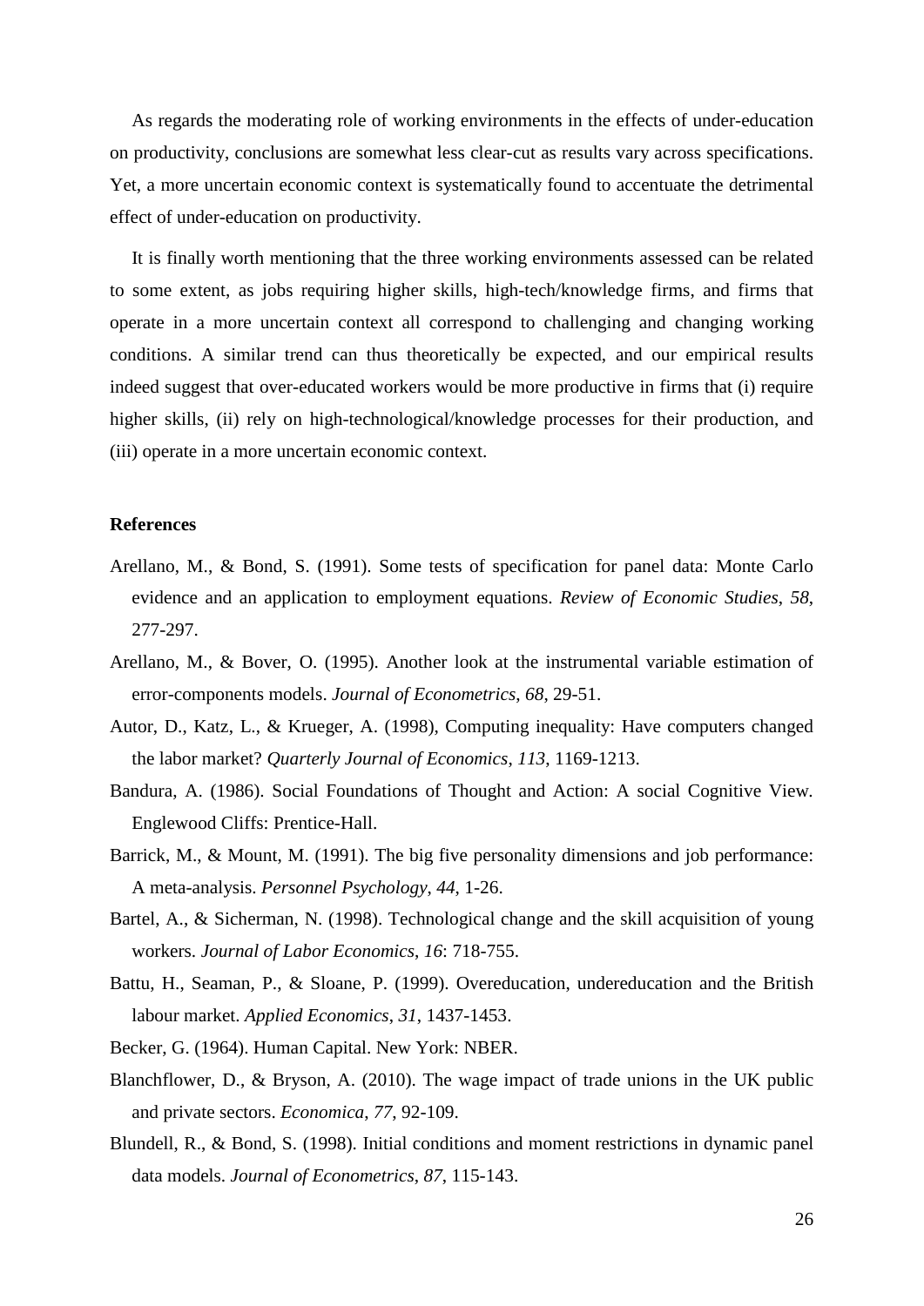As regards the moderating role of working environments in the effects of under-education on productivity, conclusions are somewhat less clear-cut as results vary across specifications. Yet, a more uncertain economic context is systematically found to accentuate the detrimental effect of under-education on productivity.

It is finally worth mentioning that the three working environments assessed can be related to some extent, as jobs requiring higher skills, high-tech/knowledge firms, and firms that operate in a more uncertain context all correspond to challenging and changing working conditions. A similar trend can thus theoretically be expected, and our empirical results indeed suggest that over-educated workers would be more productive in firms that (i) require higher skills, (ii) rely on high-technological/knowledge processes for their production, and (iii) operate in a more uncertain economic context.

**References**

Arellano, M., & Bond, S. (1991). Some tests of specification for panel data: Monte Carlo evidence and an application to employment equations. *Review of Economic Studies*, *58*, 277-297.

Arellano, M., & Bover, O. (1995). Another look at the instrumental variable estimation of error-components models. *Journal of Econometrics*, *68*, 29-51.

Autor, D., Katz, L., & Krueger, A. (1998), Computing inequality: Have computers changed the labor market? *Quarterly Journal of Economics*, *113*, 1169-1213.

Bandura, A. (1986). Social Foundations of Thought and Action: A social Cognitive View. Englewood Cliffs: Prentice-Hall.

Barrick, M., & Mount, M. (1991). The big five personality dimensions and job performance: A meta-analysis. *Personnel Psychology*, *44*, 1-26.

Bartel, A., & Sicherman, N. (1998). Technological change and the skill acquisition of young workers. *Journal of Labor Economics*, *16*: 718-755.

Battu, H., Seaman, P., & Sloane, P. (1999). Overeducation, undereducation and the British labour market. *Applied Economics*, *31*, 1437-1453.

Becker, G. (1964). Human Capital. New York: NBER.

Blanchflower, D., & Bryson, A. (2010). The wage impact of trade unions in the UK public and private sectors. *Economica*, *77*, 92-109.

Blundell, R., & Bond, S. (1998). Initial conditions and moment restrictions in dynamic panel data models. *Journal of Econometrics*, *87*, 115-143.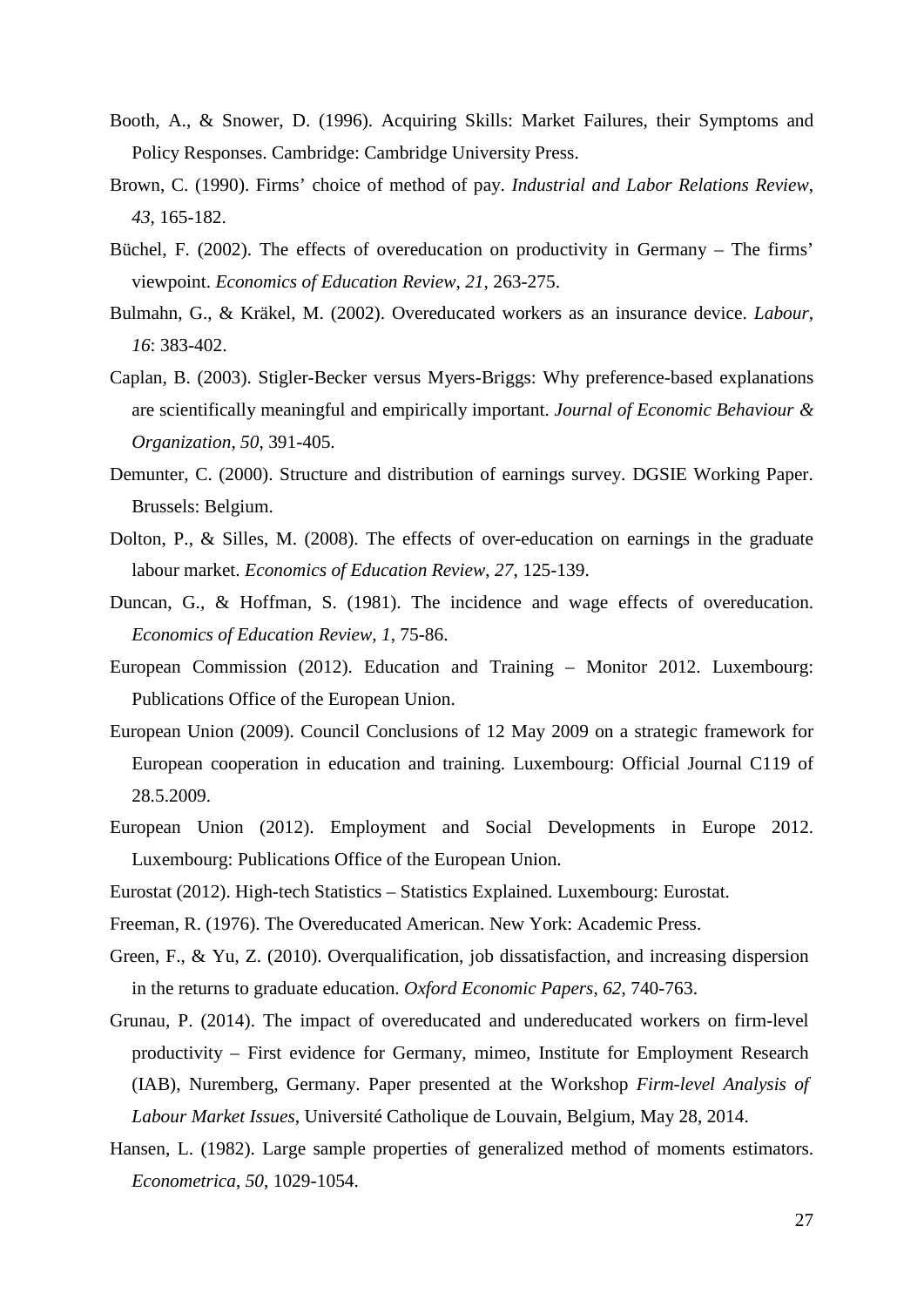Booth, A., & Snower, D. (1996). Acquiring Skills: Market Failures, their Symptoms and Policy Responses. Cambridge: Cambridge University Press.

Brown, C. (1990). Firms' choice of method of pay. *Industrial and Labor Relations Review*, *43*, 165-182.

Büchel, F. (2002). The effects of overeducation on productivity in Germany – The firms' viewpoint. *Economics of Education Review*, *21*, 263-275.

Bulmahn, G., & Kräkel, M. (2002). Overeducated workers as an insurance device. *Labour*, *16*: 383-402.

Caplan, B. (2003). Stigler-Becker versus Myers-Briggs: Why preference-based explanations are scientifically meaningful and empirically important. *Journal of Economic Behaviour & Organization*, *50*, 391-405.

Demunter, C. (2000). Structure and distribution of earnings survey. DGSIE Working Paper. Brussels: Belgium.

Dolton, P., & Silles, M. (2008). The effects of over-education on earnings in the graduate labour market. *Economics of Education Review*, *27*, 125-139.

Duncan, G., & Hoffman, S. (1981). The incidence and wage effects of overeducation. *Economics of Education Review*, *1*, 75-86.

European Commission (2012). Education and Training – Monitor 2012. Luxembourg: Publications Office of the European Union.

European Union (2009). Council Conclusions of 12 May 2009 on a strategic framework for European cooperation in education and training. Luxembourg: Official Journal C119 of 28.5.2009.

European Union (2012). Employment and Social Developments in Europe 2012. Luxembourg: Publications Office of the European Union.

Eurostat (2012). High-tech Statistics – Statistics Explained. Luxembourg: Eurostat.

Freeman, R. (1976). The Overeducated American. New York: Academic Press.

Green, F., & Yu, Z. (2010). Overqualification, job dissatisfaction, and increasing dispersion in the returns to graduate education. *Oxford Economic Papers*, *62*, 740-763.

Grunau, P. (2014). The impact of overeducated and undereducated workers on firm-level productivity – First evidence for Germany, mimeo, Institute for Employment Research (IAB), Nuremberg, Germany. Paper presented at the Workshop *Firm-level Analysis of Labour Market Issues*, Université Catholique de Louvain, Belgium, May 28, 2014.

Hansen, L. (1982). Large sample properties of generalized method of moments estimators. *Econometrica*, *50*, 1029-1054.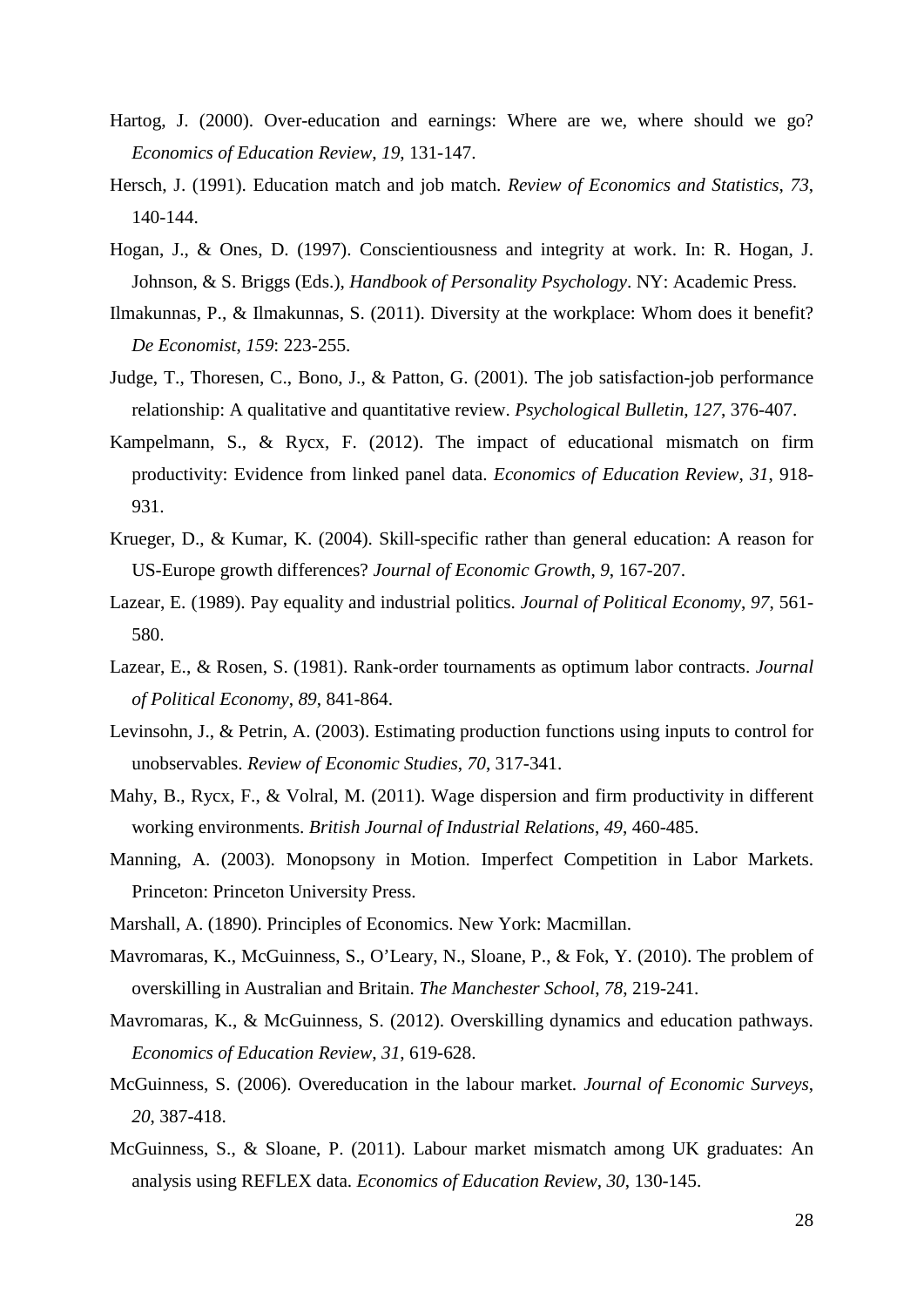Hartog, J. (2000). Over-education and earnings: Where are we, where should we go? *Economics of Education Review*, *19*, 131-147.

Hersch, J. (1991). Education match and job match. *Review of Economics and Statistics*, *73*, 140-144.

Hogan, J., & Ones, D. (1997). Conscientiousness and integrity at work. In: R. Hogan, J. Johnson, & S. Briggs (Eds.), *Handbook of Personality Psychology*. NY: Academic Press.

Ilmakunnas, P., & Ilmakunnas, S. (2011). Diversity at the workplace: Whom does it benefit? *De Economist*, *159*: 223-255.

Judge, T., Thoresen, C., Bono, J., & Patton, G. (2001). The job satisfaction-job performance relationship: A qualitative and quantitative review. *Psychological Bulletin*, *127*, 376-407.

Kampelmann, S., & Rycx, F. (2012). The impact of educational mismatch on firm productivity: Evidence from linked panel data. *Economics of Education Review*, *31*, 918-931.

Krueger, D., & Kumar, K. (2004). Skill-specific rather than general education: A reason for US-Europe growth differences? *Journal of Economic Growth*, *9*, 167-207.

Lazear, E. (1989). Pay equality and industrial politics. *Journal of Political Economy*, *97*, 561-580.

Lazear, E., & Rosen, S. (1981). Rank-order tournaments as optimum labor contracts. *Journal of Political Economy*, *89*, 841-864.

Levinsohn, J., & Petrin, A. (2003). Estimating production functions using inputs to control for unobservables. *Review of Economic Studies*, *70*, 317-341.

Mahy, B., Rycx, F., & Volral, M. (2011). Wage dispersion and firm productivity in different working environments. *British Journal of Industrial Relations*, *49*, 460-485.

Manning, A. (2003). Monopsony in Motion. Imperfect Competition in Labor Markets. Princeton: Princeton University Press.

Marshall, A. (1890). Principles of Economics. New York: Macmillan.

Mavromaras, K., McGuinness, S., O'Leary, N., Sloane, P., & Fok, Y. (2010). The problem of overskilling in Australian and Britain. *The Manchester School*, *78*, 219-241.

Mavromaras, K., & McGuinness, S. (2012). Overskilling dynamics and education pathways. *Economics of Education Review*, *31*, 619-628.

McGuinness, S. (2006). Overeducation in the labour market. *Journal of Economic Surveys*, *20*, 387-418.

McGuinness, S., & Sloane, P. (2011). Labour market mismatch among UK graduates: An analysis using REFLEX data. *Economics of Education Review*, *30*, 130-145.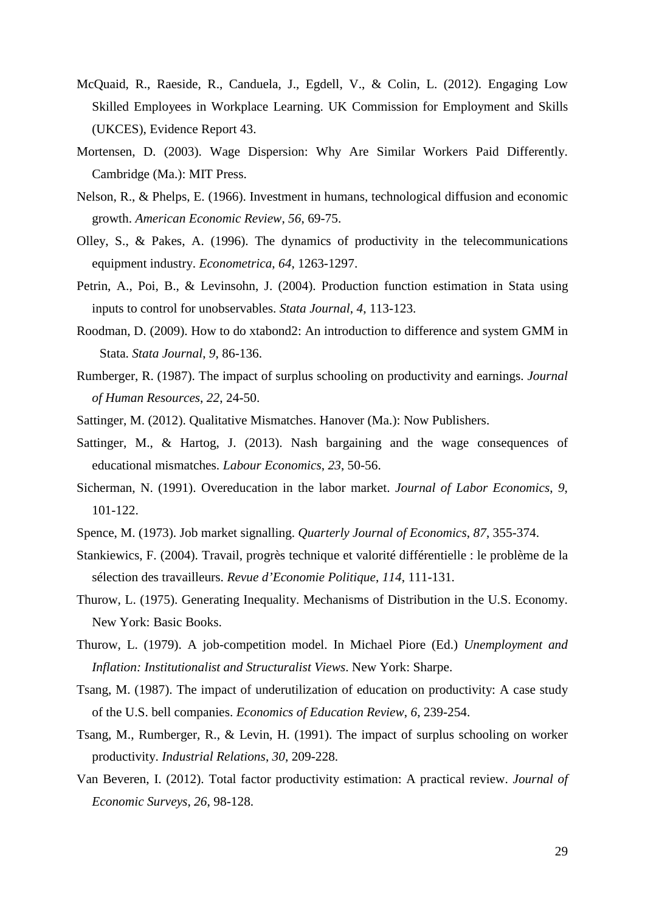McQuaid, R., Raeside, R., Canduela, J., Egdell, V., & Colin, L. (2012). Engaging Low Skilled Employees in Workplace Learning. UK Commission for Employment and Skills (UKCES), Evidence Report 43.

Mortensen, D. (2003). Wage Dispersion: Why Are Similar Workers Paid Differently. Cambridge (Ma.): MIT Press.

Nelson, R., & Phelps, E. (1966). Investment in humans, technological diffusion and economic growth. *American Economic Review*, *56*, 69-75.

Olley, S., & Pakes, A. (1996). The dynamics of productivity in the telecommunications equipment industry. *Econometrica*, *64*, 1263-1297.

Petrin, A., Poi, B., & Levinsohn, J. (2004). Production function estimation in Stata using inputs to control for unobservables. *Stata Journal*, *4*, 113-123.

Roodman, D. (2009). How to do xtabond2: An introduction to difference and system GMM in Stata. *Stata Journal*, *9*, 86-136.

Rumberger, R. (1987). The impact of surplus schooling on productivity and earnings. *Journal of Human Resources*, *22*, 24-50.

Sattinger, M. (2012). Qualitative Mismatches. Hanover (Ma.): Now Publishers.

Sattinger, M., & Hartog, J. (2013). Nash bargaining and the wage consequences of educational mismatches. *Labour Economics*, *23*, 50-56.

Sicherman, N. (1991). Overeducation in the labor market. *Journal of Labor Economics*, *9*, 101-122.

Spence, M. (1973). Job market signalling. *Quarterly Journal of Economics*, *87*, 355-374.

Stankiewics, F. (2004). Travail, progrès technique et valorité différentielle : le problème de la sélection des travailleurs. *Revue d'Economie Politique*, *114*, 111-131.

Thurow, L. (1975). Generating Inequality. Mechanisms of Distribution in the U.S. Economy. New York: Basic Books.

Thurow, L. (1979). A job-competition model. In Michael Piore (Ed.) *Unemployment and Inflation: Institutionalist and Structuralist Views*. New York: Sharpe.

Tsang, M. (1987). The impact of underutilization of education on productivity: A case study of the U.S. bell companies. *Economics of Education Review*, *6*, 239-254.

Tsang, M., Rumberger, R., & Levin, H. (1991). The impact of surplus schooling on worker productivity. *Industrial Relations*, *30*, 209-228.

Van Beveren, I. (2012). Total factor productivity estimation: A practical review. *Journal of Economic Surveys*, *26*, 98-128.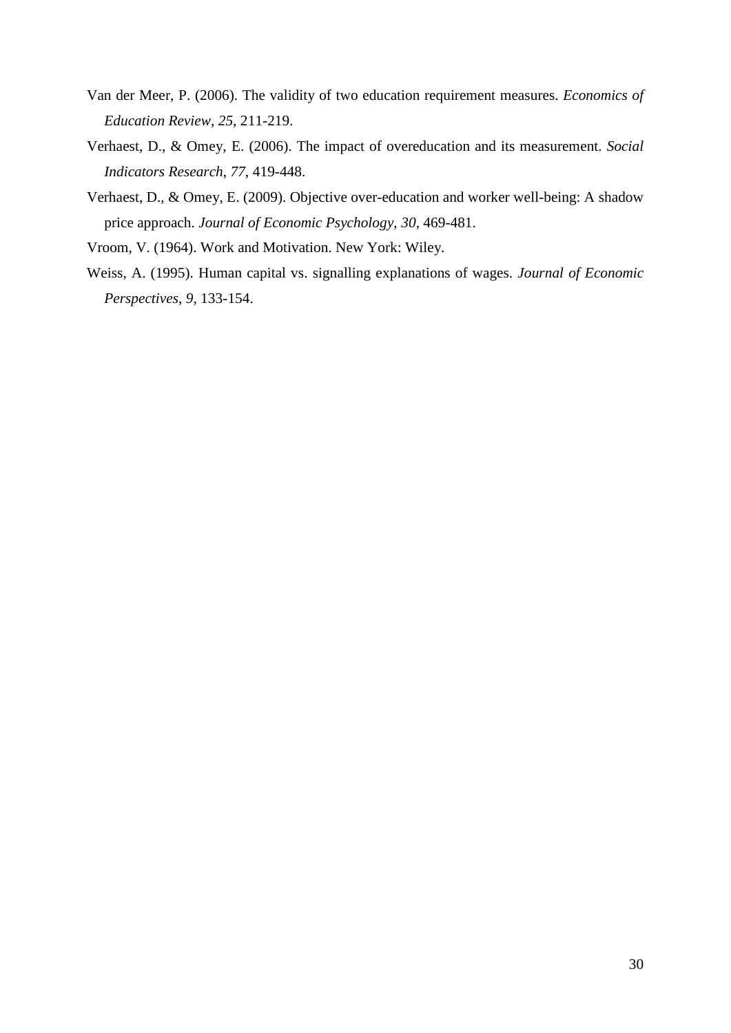Van der Meer, P. (2006). The validity of two education requirement measures. *Economics of Education Review*, *25*, 211-219.

Verhaest, D., & Omey, E. (2006). The impact of overeducation and its measurement. *Social Indicators Research*, *77*, 419-448.

Verhaest, D., & Omey, E. (2009). Objective over-education and worker well-being: A shadow price approach. *Journal of Economic Psychology*, *30*, 469-481.

Vroom, V. (1964). Work and Motivation. New York: Wiley.

Weiss, A. (1995). Human capital vs. signalling explanations of wages. *Journal of Economic Perspectives*, *9*, 133-154.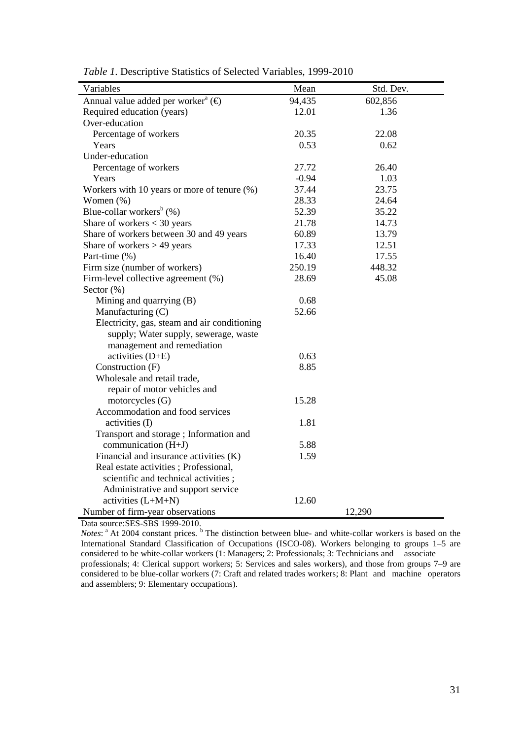*Table 1*. Descriptive Statistics of Selected Variables, 1999-2010

| Variables | Mean | Std. Dev. |
|---|---|---|
| Annual value added per worker[a] (€) | 94,435 | 602,856 |
| Required education (years) | 12.01 | 1.36 |
| Over-education | | |
| Percentage of workers | 20.35 | 22.08 |
| Years | 0.53 | 0.62 |
| Under-education | | |
| Percentage of workers | 27.72 | 26.40 |
| Years | -0.94 | 1.03 |
| Workers with 10 years or more of tenure (%) | 37.44 | 23.75 |
| Women (%) | 28.33 | 24.64 |
| Blue-collar workers[b] (%) | 52.39 | 35.22 |
| Share of workers < 30 years | 21.78 | 14.73 |
| Share of workers between 30 and 49 years | 60.89 | 13.79 |
| Share of workers > 49 years | 17.33 | 12.51 |
| Part-time (%) | 16.40 | 17.55 |
| Firm size (number of workers) | 250.19 | 448.32 |
| Firm-level collective agreement (%) | 28.69 | 45.08 |
| Sector (%) | | |
| Mining and quarrying (B) | 0.68 | |
| Manufacturing (C) | 52.66 | |
| Electricity, gas, steam and air conditioning supply; Water supply, sewerage, waste management and remediation activities (D+E) | 0.63 | |
| Construction (F) | 8.85 | |
| Wholesale and retail trade, repair of motor vehicles and motorcycles (G) | 15.28 | |
| Accommodation and food services activities (I) | 1.81 | |
| Transport and storage ; Information and communication (H+J) | 5.88 | |
| Financial and insurance activities (K) | 1.59 | |
| Real estate activities ; Professional, scientific and technical activities ; Administrative and support service activities (L+M+N) | 12.60 | |
| Number of firm-year observations | 12,290 | |

Data source:SES-SBS 1999-2010.

*Notes*: [a] At 2004 constant prices. [b] The distinction between blue- and white-collar workers is based on the International Standard Classification of Occupations (ISCO-08). Workers belonging to groups 1–5 are considered to be white-collar workers (1: Managers; 2: Professionals; 3: Technicians and associate professionals; 4: Clerical support workers; 5: Services and sales workers), and those from groups 7–9 are considered to be blue-collar workers (7: Craft and related trades workers; 8: Plant and machine operators and assemblers; 9: Elementary occupations).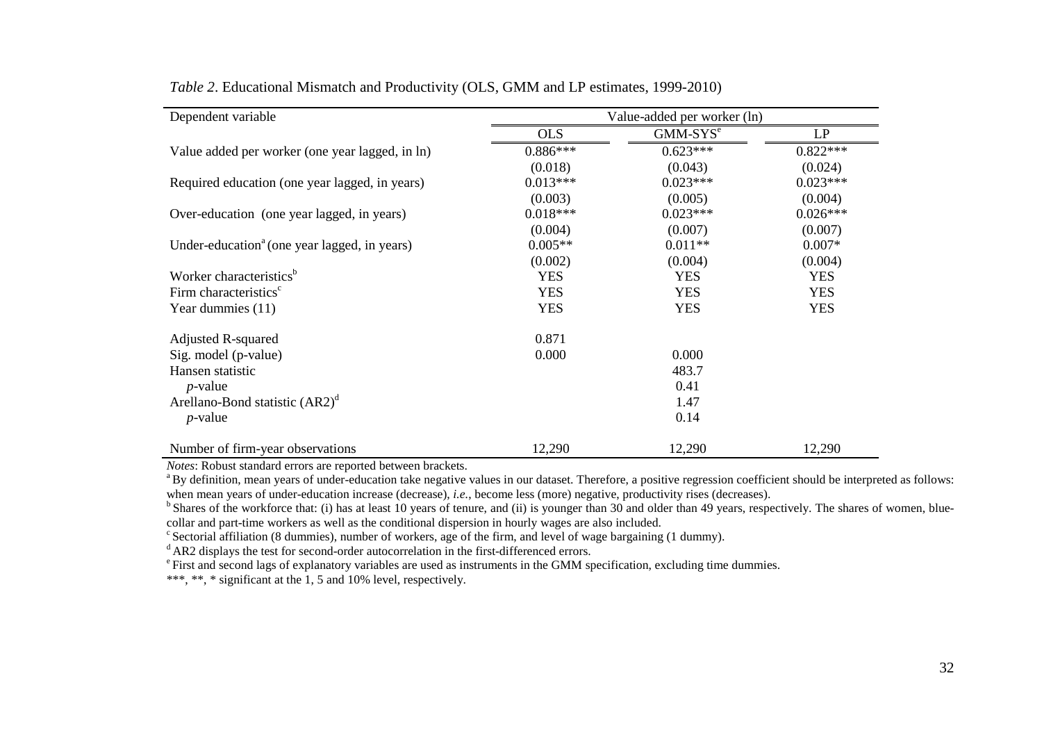*Table 2*. Educational Mismatch and Productivity (OLS, GMM and LP estimates, 1999-2010)

| Dependent variable | Value-added per worker (ln) | | |
|---|---|---|---|
| | OLS | GMM-SYS[e] | LP |
| Value added per worker (one year lagged, in ln) | 0.886*** | 0.623*** | 0.822*** |
| | (0.018) | (0.043) | (0.024) |
| Required education (one year lagged, in years) | 0.013*** | 0.023*** | 0.023*** |
| | (0.003) | (0.005) | (0.004) |
| Over-education (one year lagged, in years) | 0.018*** | 0.023*** | 0.026*** |
| | (0.004) | (0.007) | (0.007) |
| Under-education[a] (one year lagged, in years) | 0.005** | 0.011** | 0.007* |
| | (0.002) | (0.004) | (0.004) |
| Worker characteristics[b] | YES | YES | YES |
| Firm characteristics[c] | YES | YES | YES |
| Year dummies (11) | YES | YES | YES |
| Adjusted R-squared | 0.871 | | |
| Sig. model (p-value) | 0.000 | 0.000 | |
| Hansen statistic | | 483.7 | |
| *p*-value | | 0.41 | |
| Arellano-Bond statistic (AR2)[d] | | 1.47 | |
| *p*-value | | 0.14 | |
| Number of firm-year observations | 12,290 | 12,290 | 12,290 |

*Notes*: Robust standard errors are reported between brackets.

[a] By definition, mean years of under-education take negative values in our dataset. Therefore, a positive regression coefficient should be interpreted as follows: when mean years of under-education increase (decrease), *i.e.*, become less (more) negative, productivity rises (decreases).

[b] Shares of the workforce that: (i) has at least 10 years of tenure, and (ii) is younger than 30 and older than 49 years, respectively. The shares of women, blue-collar and part-time workers as well as the conditional dispersion in hourly wages are also included.

[c] Sectorial affiliation (8 dummies), number of workers, age of the firm, and level of wage bargaining (1 dummy).

[d] AR2 displays the test for second-order autocorrelation in the first-differenced errors.

[e] First and second lags of explanatory variables are used as instruments in the GMM specification, excluding time dummies.

***, **, * significant at the 1, 5 and 10% level, respectively.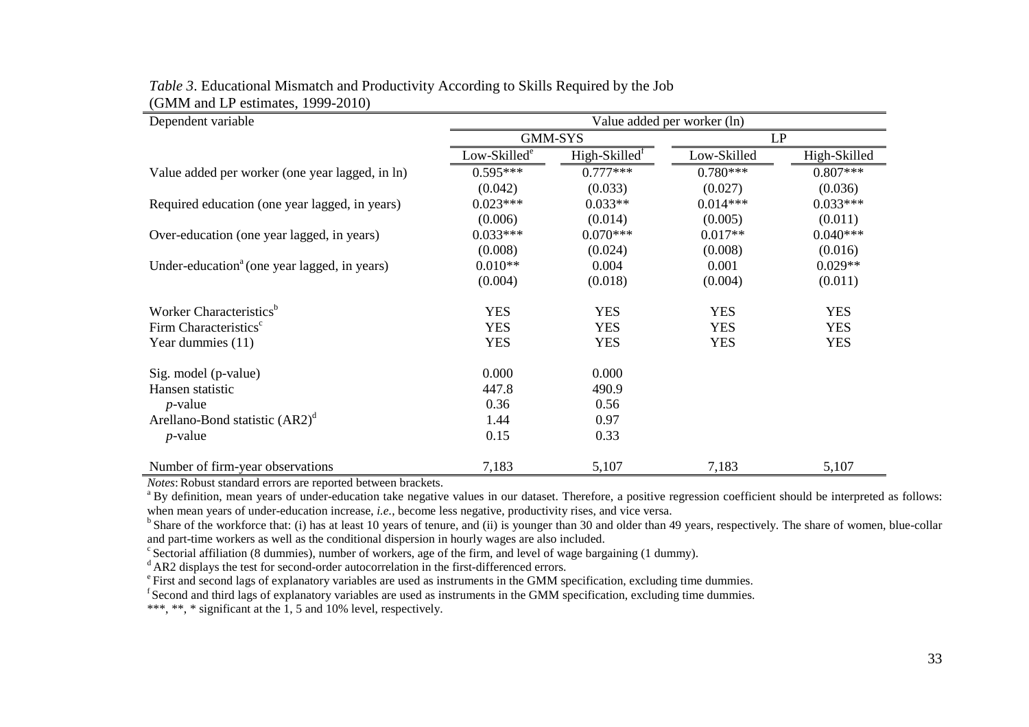*Table 3*. Educational Mismatch and Productivity According to Skills Required by the Job (GMM and LP estimates, 1999-2010)

| Dependent variable | Value added per worker (ln) | | | |
|---|---|---|---|---|
| | GMM-SYS | | LP | |
| | Low-Skilled[e] | High-Skilled[f] | Low-Skilled | High-Skilled |
| Value added per worker (one year lagged, in ln) | 0.595*** | 0.777*** | 0.780*** | 0.807*** |
| | (0.042) | (0.033) | (0.027) | (0.036) |
| Required education (one year lagged, in years) | 0.023*** | 0.033** | 0.014*** | 0.033*** |
| | (0.006) | (0.014) | (0.005) | (0.011) |
| Over-education (one year lagged, in years) | 0.033*** | 0.070*** | 0.017** | 0.040*** |
| | (0.008) | (0.024) | (0.008) | (0.016) |
| Under-education[a] (one year lagged, in years) | 0.010** | 0.004 | 0.001 | 0.029** |
| | (0.004) | (0.018) | (0.004) | (0.011) |
| Worker Characteristics[b] | YES | YES | YES | YES |
| Firm Characteristics[c] | YES | YES | YES | YES |
| Year dummies (11) | YES | YES | YES | YES |
| Sig. model (p-value) | 0.000 | 0.000 | | |
| Hansen statistic | 447.8 | 490.9 | | |
| *p*-value | 0.36 | 0.56 | | |
| Arellano-Bond statistic (AR2)[d] | 1.44 | 0.97 | | |
| *p*-value | 0.15 | 0.33 | | |
| Number of firm-year observations | 7,183 | 5,107 | 7,183 | 5,107 |

*Notes*: Robust standard errors are reported between brackets.

[a] By definition, mean years of under-education take negative values in our dataset. Therefore, a positive regression coefficient should be interpreted as follows: when mean years of under-education increase, *i.e.*, become less negative, productivity rises, and vice versa.

[b] Share of the workforce that: (i) has at least 10 years of tenure, and (ii) is younger than 30 and older than 49 years, respectively. The share of women, blue-collar and part-time workers as well as the conditional dispersion in hourly wages are also included.

[c] Sectorial affiliation (8 dummies), number of workers, age of the firm, and level of wage bargaining (1 dummy).

[d] AR2 displays the test for second-order autocorrelation in the first-differenced errors.

[e] First and second lags of explanatory variables are used as instruments in the GMM specification, excluding time dummies.

[f] Second and third lags of explanatory variables are used as instruments in the GMM specification, excluding time dummies.

***, **, * significant at the 1, 5 and 10% level, respectively.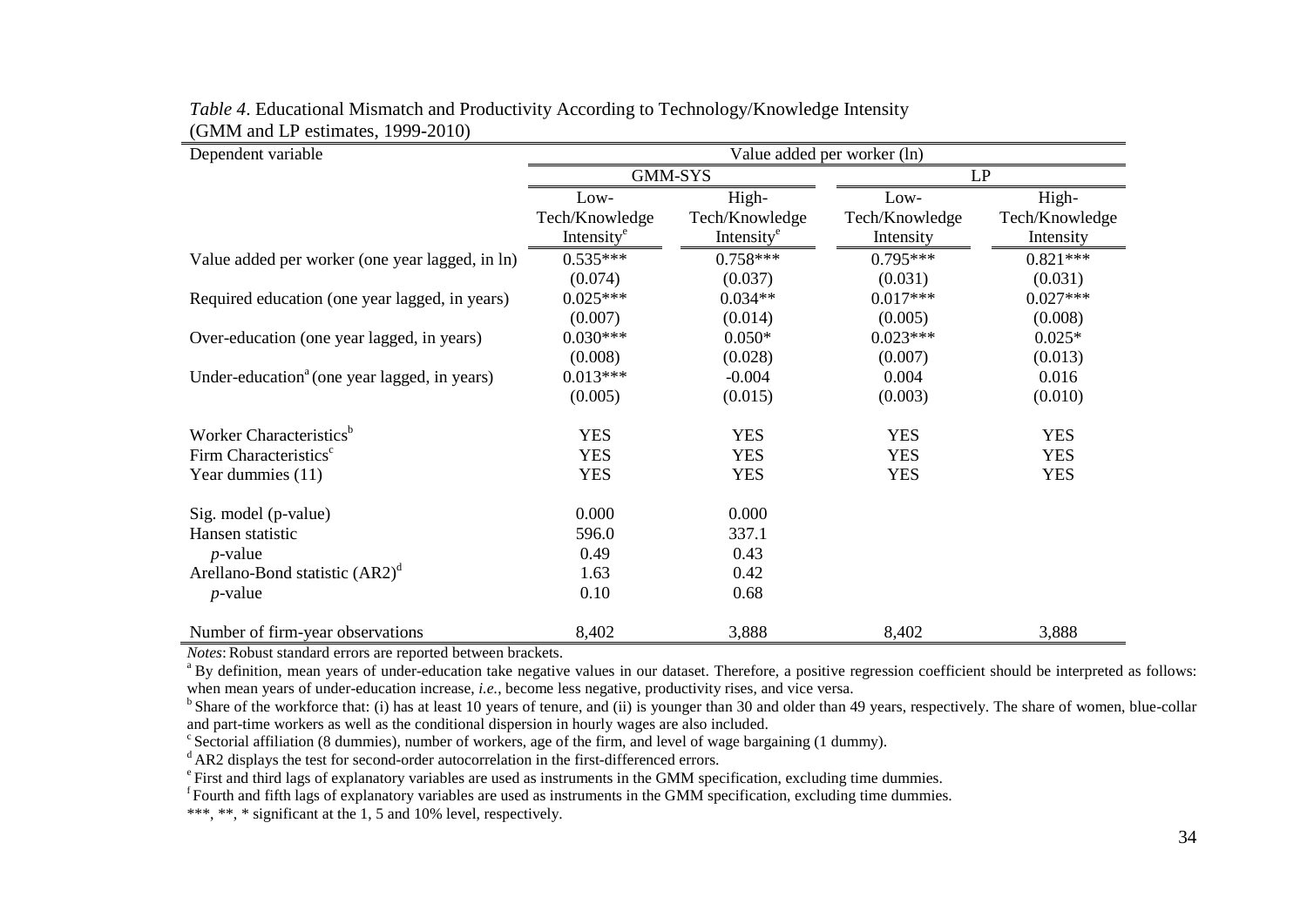*Table 4*. Educational Mismatch and Productivity According to Technology/Knowledge Intensity (GMM and LP estimates, 1999-2010)

| Dependent variable | Value added per worker (ln) | | | |
|---|---|---|---|---|
| | GMM-SYS | | LP | |
| | Low-Tech/Knowledge Intensity[e] | High-Tech/Knowledge Intensity[e] | Low-Tech/Knowledge Intensity | High-Tech/Knowledge Intensity |
| Value added per worker (one year lagged, in ln) | 0.535*** | 0.758*** | 0.795*** | 0.821*** |
| | (0.074) | (0.037) | (0.031) | (0.031) |
| Required education (one year lagged, in years) | 0.025*** | 0.034** | 0.017*** | 0.027*** |
| | (0.007) | (0.014) | (0.005) | (0.008) |
| Over-education (one year lagged, in years) | 0.030*** | 0.050* | 0.023*** | 0.025* |
| | (0.008) | (0.028) | (0.007) | (0.013) |
| Under-education[a] (one year lagged, in years) | 0.013*** | -0.004 | 0.004 | 0.016 |
| | (0.005) | (0.015) | (0.003) | (0.010) |
| Worker Characteristics[b] | YES | YES | YES | YES |
| Firm Characteristics[c] | YES | YES | YES | YES |
| Year dummies (11) | YES | YES | YES | YES |
| Sig. model (p-value) | 0.000 | 0.000 | | |
| Hansen statistic | 596.0 | 337.1 | | |
| *p*-value | 0.49 | 0.43 | | |
| Arellano-Bond statistic (AR2)[d] | 1.63 | 0.42 | | |
| *p*-value | 0.10 | 0.68 | | |
| Number of firm-year observations | 8,402 | 3,888 | 8,402 | 3,888 |

*Notes*: Robust standard errors are reported between brackets.

[a] By definition, mean years of under-education take negative values in our dataset. Therefore, a positive regression coefficient should be interpreted as follows: when mean years of under-education increase, *i.e.*, become less negative, productivity rises, and vice versa.

[b] Share of the workforce that: (i) has at least 10 years of tenure, and (ii) is younger than 30 and older than 49 years, respectively. The share of women, blue-collar and part-time workers as well as the conditional dispersion in hourly wages are also included.

[c] Sectorial affiliation (8 dummies), number of workers, age of the firm, and level of wage bargaining (1 dummy).

[d] AR2 displays the test for second-order autocorrelation in the first-differenced errors.

[e] First and third lags of explanatory variables are used as instruments in the GMM specification, excluding time dummies.

[f] Fourth and fifth lags of explanatory variables are used as instruments in the GMM specification, excluding time dummies.

***, **, * significant at the 1, 5 and 10% level, respectively.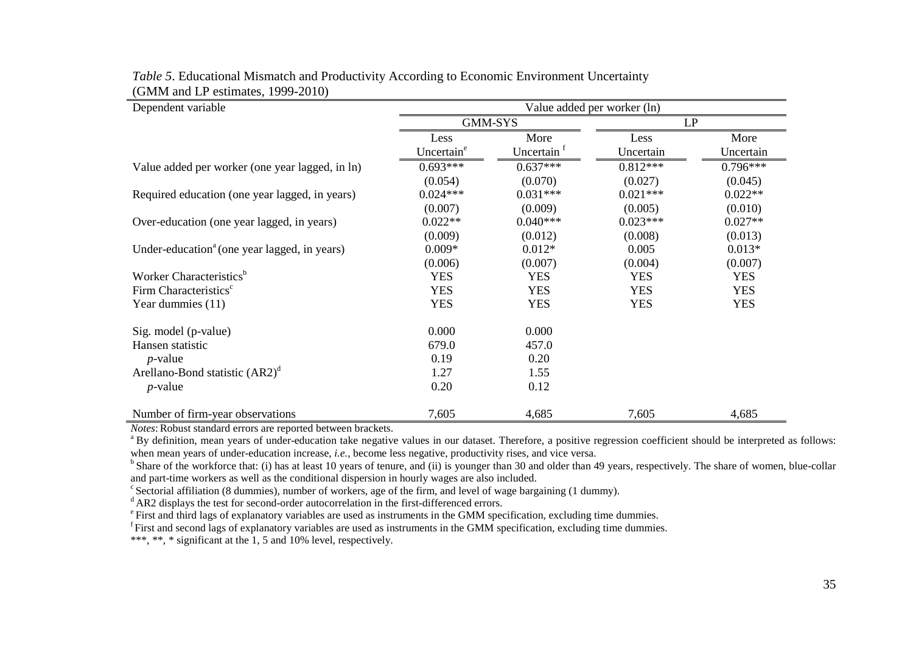*Table 5*. Educational Mismatch and Productivity According to Economic Environment Uncertainty
(GMM and LP estimates, 1999-2010)

| Dependent variable | Value added per worker (ln) | | | |
|---|---|---|---|---|
| | GMM-SYS | | LP | |
| | Less Uncertain[e] | More Uncertain[f] | Less Uncertain | More Uncertain |
| Value added per worker (one year lagged, in ln) | 0.693*** | 0.637*** | 0.812*** | 0.796*** |
| | (0.054) | (0.070) | (0.027) | (0.045) |
| Required education (one year lagged, in years) | 0.024*** | 0.031*** | 0.021*** | 0.022** |
| | (0.007) | (0.009) | (0.005) | (0.010) |
| Over-education (one year lagged, in years) | 0.022** | 0.040*** | 0.023*** | 0.027** |
| | (0.009) | (0.012) | (0.008) | (0.013) |
| Under-education[a] (one year lagged, in years) | 0.009* | 0.012* | 0.005 | 0.013* |
| | (0.006) | (0.007) | (0.004) | (0.007) |
| Worker Characteristics[b] | YES | YES | YES | YES |
| Firm Characteristics[c] | YES | YES | YES | YES |
| Year dummies (11) | YES | YES | YES | YES |
| Sig. model (p-value) | 0.000 | 0.000 | | |
| Hansen statistic | 679.0 | 457.0 | | |
| *p*-value | 0.19 | 0.20 | | |
| Arellano-Bond statistic (AR2)[d] | 1.27 | 1.55 | | |
| *p*-value | 0.20 | 0.12 | | |
| Number of firm-year observations | 7,605 | 4,685 | 7,605 | 4,685 |

*Notes*: Robust standard errors are reported between brackets.

[a] By definition, mean years of under-education take negative values in our dataset. Therefore, a positive regression coefficient should be interpreted as follows: when mean years of under-education increase, *i.e.*, become less negative, productivity rises, and vice versa.

[b] Share of the workforce that: (i) has at least 10 years of tenure, and (ii) is younger than 30 and older than 49 years, respectively. The share of women, blue-collar and part-time workers as well as the conditional dispersion in hourly wages are also included.

[c] Sectorial affiliation (8 dummies), number of workers, age of the firm, and level of wage bargaining (1 dummy).

[d] AR2 displays the test for second-order autocorrelation in the first-differenced errors.

[e] First and third lags of explanatory variables are used as instruments in the GMM specification, excluding time dummies.

[f] First and second lags of explanatory variables are used as instruments in the GMM specification, excluding time dummies.

***, **, * significant at the 1, 5 and 10% level, respectively.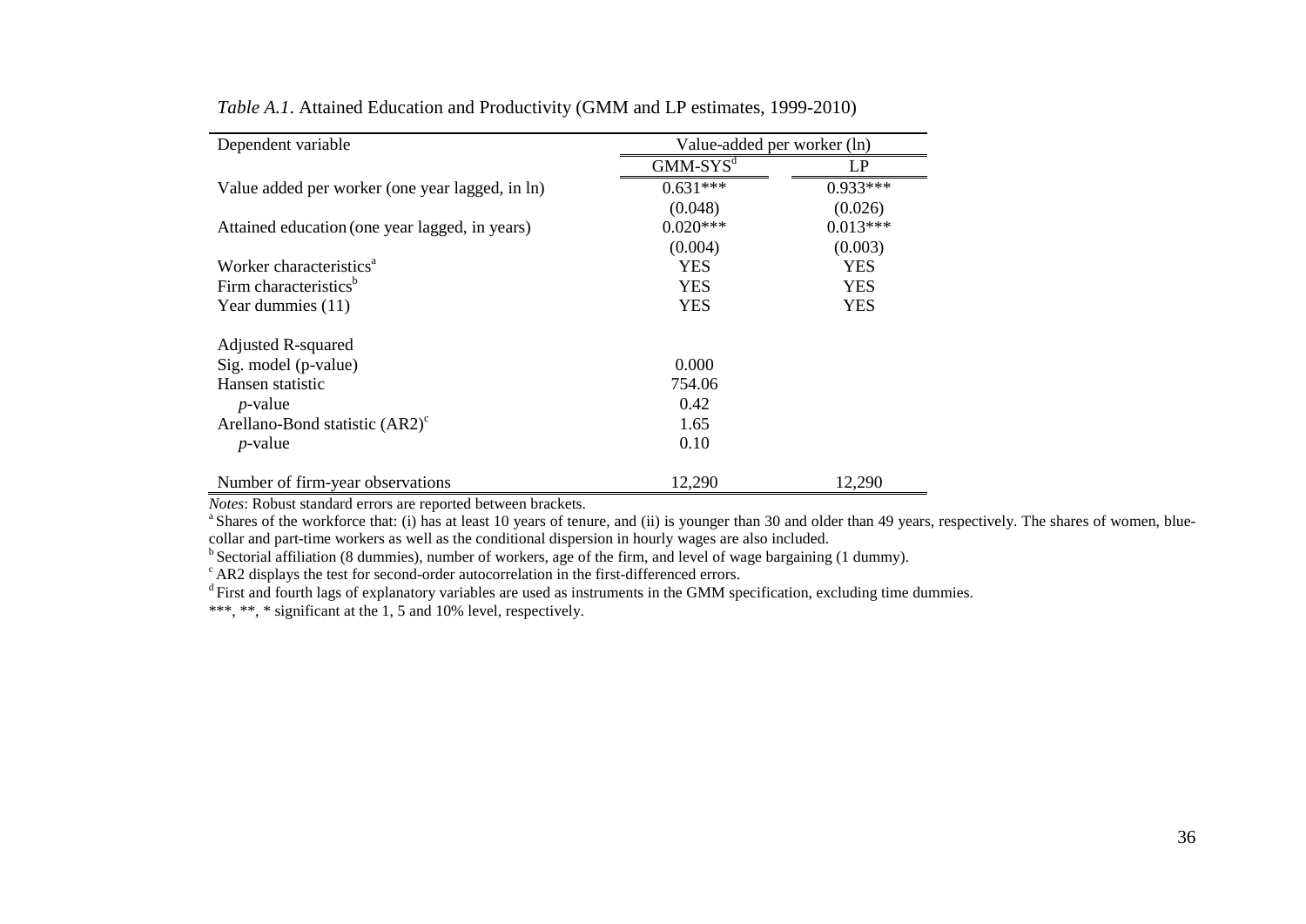*Table A.1*. Attained Education and Productivity (GMM and LP estimates, 1999-2010)

| Dependent variable | Value-added per worker (ln) | |
|---|---|---|
| | GMM-SYS[d] | LP |
| Value added per worker (one year lagged, in ln) | 0.631*** | 0.933*** |
| | (0.048) | (0.026) |
| Attained education (one year lagged, in years) | 0.020*** | 0.013*** |
| | (0.004) | (0.003) |
| Worker characteristics[a] | YES | YES |
| Firm characteristics[b] | YES | YES |
| Year dummies (11) | YES | YES |
| Adjusted R-squared | | |
| Sig. model (p-value) | 0.000 | |
| Hansen statistic | 754.06 | |
| *p*-value | 0.42 | |
| Arellano-Bond statistic (AR2)[c] | 1.65 | |
| *p*-value | 0.10 | |
| Number of firm-year observations | 12,290 | 12,290 |

*Notes*: Robust standard errors are reported between brackets.

[a] Shares of the workforce that: (i) has at least 10 years of tenure, and (ii) is younger than 30 and older than 49 years, respectively. The shares of women, blue-collar and part-time workers as well as the conditional dispersion in hourly wages are also included.

[b] Sectorial affiliation (8 dummies), number of workers, age of the firm, and level of wage bargaining (1 dummy).

[c] AR2 displays the test for second-order autocorrelation in the first-differenced errors.

[d] First and fourth lags of explanatory variables are used as instruments in the GMM specification, excluding time dummies.

***, **, * significant at the 1, 5 and 10% level, respectively.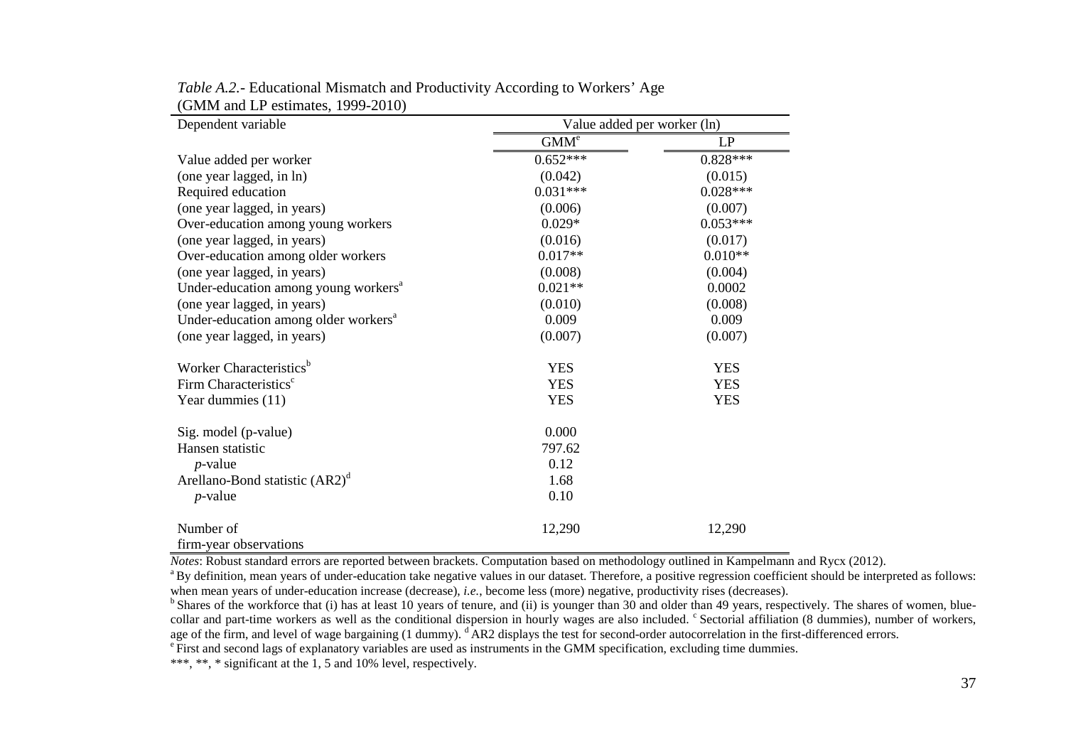*Table A.2.*- Educational Mismatch and Productivity According to Workers' Age
(GMM and LP estimates, 1999-2010)

| Dependent variable | Value added per worker (ln) | |
|---|---|---|
| | GMM[e] | LP |
| Value added per worker | 0.652*** | 0.828*** |
| (one year lagged, in ln) | (0.042) | (0.015) |
| Required education | 0.031*** | 0.028*** |
| (one year lagged, in years) | (0.006) | (0.007) |
| Over-education among young workers | 0.029* | 0.053*** |
| (one year lagged, in years) | (0.016) | (0.017) |
| Over-education among older workers | 0.017** | 0.010** |
| (one year lagged, in years) | (0.008) | (0.004) |
| Under-education among young workers[a] | 0.021** | 0.0002 |
| (one year lagged, in years) | (0.010) | (0.008) |
| Under-education among older workers[a] | 0.009 | 0.009 |
| (one year lagged, in years) | (0.007) | (0.007) |
| Worker Characteristics[b] | YES | YES |
| Firm Characteristics[c] | YES | YES |
| Year dummies (11) | YES | YES |
| Sig. model (p-value) | 0.000 | |
| Hansen statistic | 797.62 | |
| *p*-value | 0.12 | |
| Arellano-Bond statistic (AR2)[d] | 1.68 | |
| *p*-value | 0.10 | |
| Number of firm-year observations | 12,290 | 12,290 |

*Notes*: Robust standard errors are reported between brackets. Computation based on methodology outlined in Kampelmann and Rycx (2012).
[a] By definition, mean years of under-education take negative values in our dataset. Therefore, a positive regression coefficient should be interpreted as follows: when mean years of under-education increase (decrease), *i.e.*, become less (more) negative, productivity rises (decreases).
[b] Shares of the workforce that (i) has at least 10 years of tenure, and (ii) is younger than 30 and older than 49 years, respectively. The shares of women, blue-collar and part-time workers as well as the conditional dispersion in hourly wages are also included. [c] Sectorial affiliation (8 dummies), number of workers, age of the firm, and level of wage bargaining (1 dummy). [d] AR2 displays the test for second-order autocorrelation in the first-differenced errors.
[e] First and second lags of explanatory variables are used as instruments in the GMM specification, excluding time dummies.
***, **, * significant at the 1, 5 and 10% level, respectively.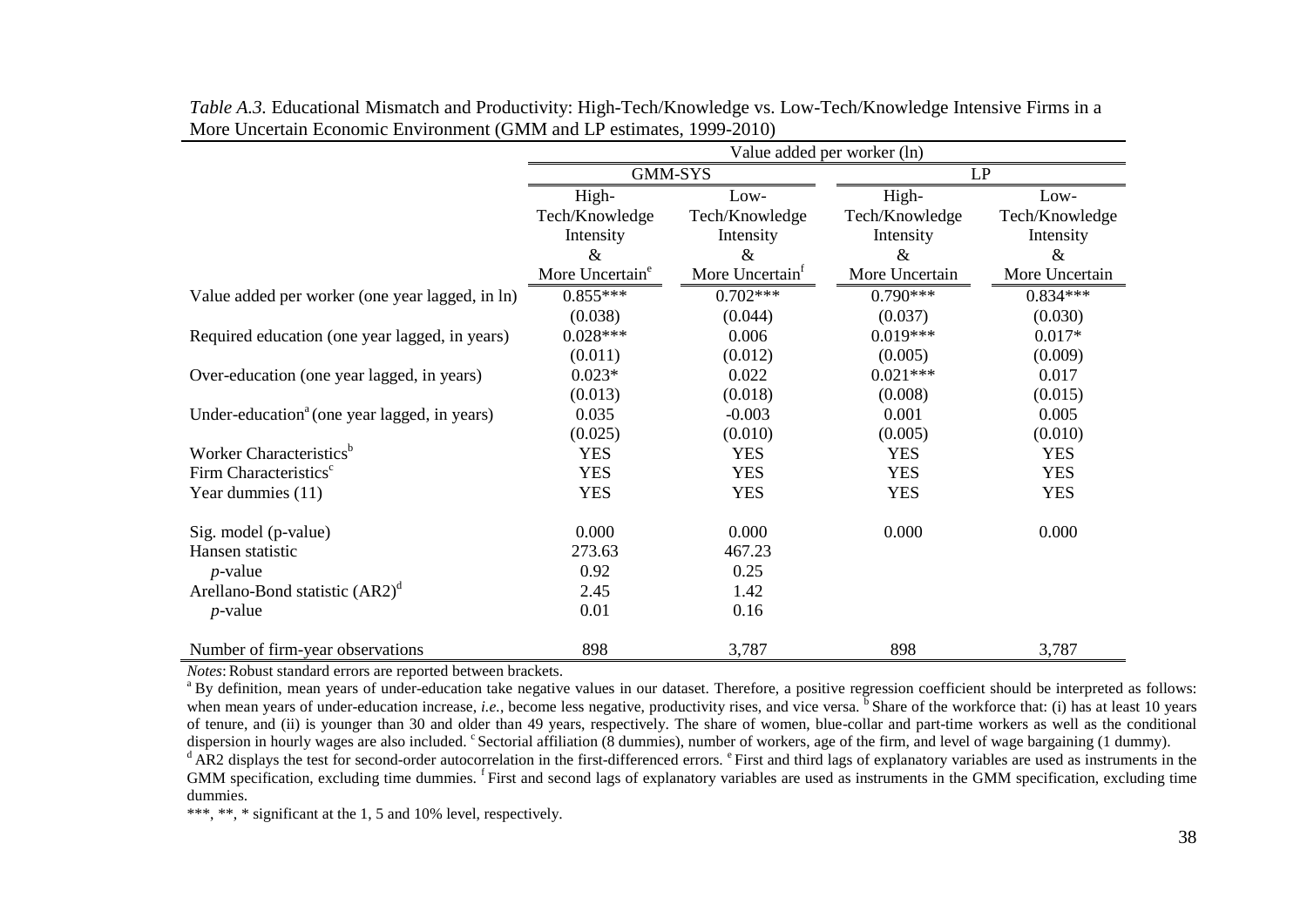*Table A.3.* Educational Mismatch and Productivity: High-Tech/Knowledge vs. Low-Tech/Knowledge Intensive Firms in a More Uncertain Economic Environment (GMM and LP estimates, 1999-2010)

| | Value added per worker (ln) | | | |
|---|---|---|---|---|
| | GMM-SYS | | LP | |
| | High-Tech/Knowledge Intensity & More Uncertain[e] | Low-Tech/Knowledge Intensity & More Uncertain[f] | High-Tech/Knowledge Intensity & More Uncertain | Low-Tech/Knowledge Intensity & More Uncertain |
| Value added per worker (one year lagged, in ln) | 0.855*** | 0.702*** | 0.790*** | 0.834*** |
| | (0.038) | (0.044) | (0.037) | (0.030) |
| Required education (one year lagged, in years) | 0.028*** | 0.006 | 0.019*** | 0.017* |
| | (0.011) | (0.012) | (0.005) | (0.009) |
| Over-education (one year lagged, in years) | 0.023* | 0.022 | 0.021*** | 0.017 |
| | (0.013) | (0.018) | (0.008) | (0.015) |
| Under-education[a] (one year lagged, in years) | 0.035 | -0.003 | 0.001 | 0.005 |
| | (0.025) | (0.010) | (0.005) | (0.010) |
| Worker Characteristics[b] | YES | YES | YES | YES |
| Firm Characteristics[c] | YES | YES | YES | YES |
| Year dummies (11) | YES | YES | YES | YES |
| Sig. model (p-value) | 0.000 | 0.000 | 0.000 | 0.000 |
| Hansen statistic | 273.63 | 467.23 | | |
| *p*-value | 0.92 | 0.25 | | |
| Arellano-Bond statistic (AR2)[d] | 2.45 | 1.42 | | |
| *p*-value | 0.01 | 0.16 | | |
| Number of firm-year observations | 898 | 3,787 | 898 | 3,787 |

*Notes*: Robust standard errors are reported between brackets.

[a] By definition, mean years of under-education take negative values in our dataset. Therefore, a positive regression coefficient should be interpreted as follows: when mean years of under-education increase, *i.e.*, become less negative, productivity rises, and vice versa. [b] Share of the workforce that: (i) has at least 10 years of tenure, and (ii) is younger than 30 and older than 49 years, respectively. The share of women, blue-collar and part-time workers as well as the conditional dispersion in hourly wages are also included. [c] Sectorial affiliation (8 dummies), number of workers, age of the firm, and level of wage bargaining (1 dummy).

[d] AR2 displays the test for second-order autocorrelation in the first-differenced errors. [e] First and third lags of explanatory variables are used as instruments in the GMM specification, excluding time dummies. [f] First and second lags of explanatory variables are used as instruments in the GMM specification, excluding time dummies.

***, **, * significant at the 1, 5 and 10% level, respectively.